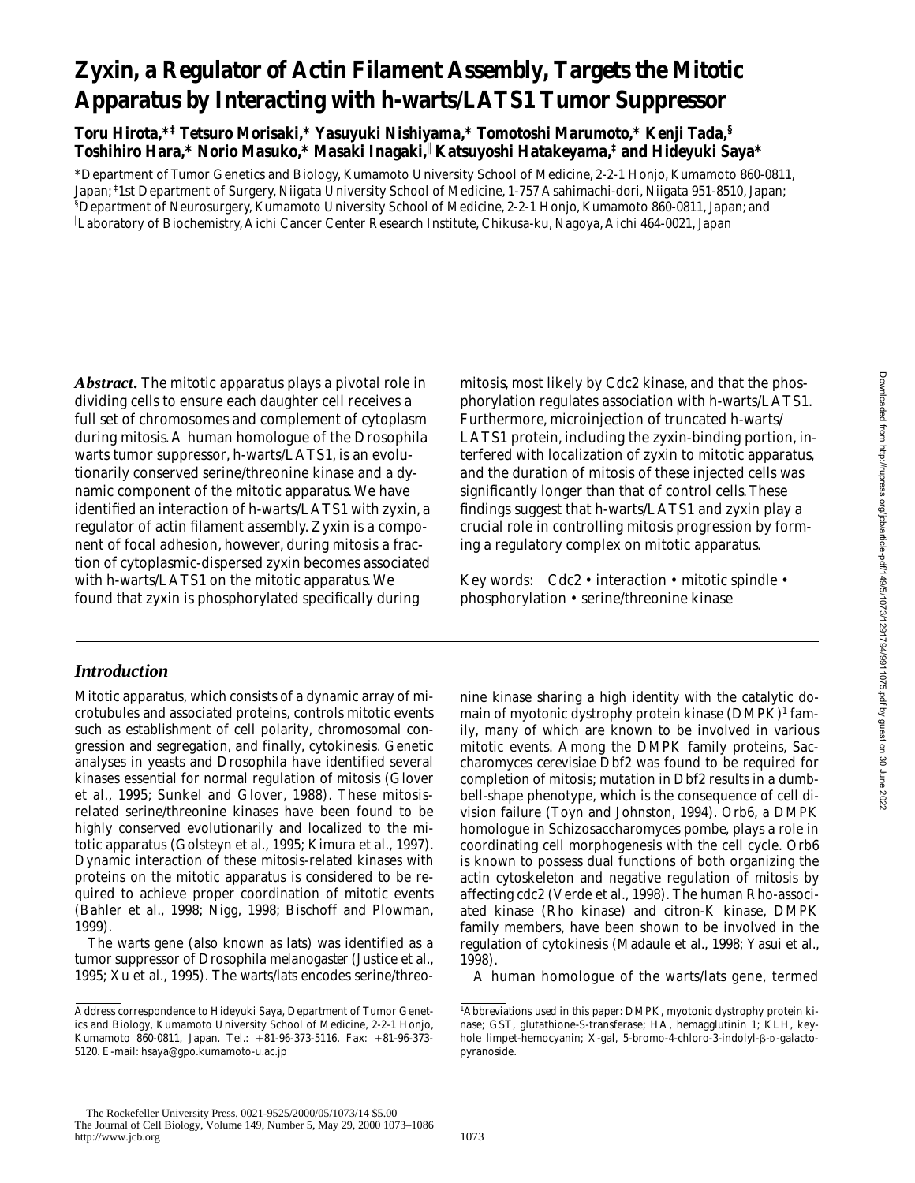# Zyxin, a Regulator of Actin Filament Assembly, Targets the Mitotic Apparatus by Interacting with h-warts/LATS1 Tumor Suppressor

**Toru Hirota,*‡ Tetsuro Morisaki,* Yasuyuki Nishiyama,* Tomotoshi Marumoto,* Kenji Tada,§ Toshihiro Hara,* Norio Masuko,* Masaki Inagaki,‖ Katsuyoshi Hatakeyama,‡ and Hideyuki Saya***

*Department of Tumor Genetics and Biology, Kumamoto University School of Medicine, 2-2-1 Honjo, Kumamoto 860-0811, Japan; ‡1st Department of Surgery, Niigata University School of Medicine, 1-757 Asahimachi-dori, Niigata 951-8510, Japan; §Department of Neurosurgery, Kumamoto University School of Medicine, 2-2-1 Honjo, Kumamoto 860-0811, Japan; and ‖Laboratory of Biochemistry, Aichi Cancer Center Research Institute, Chikusa-ku, Nagoya, Aichi 464-0021, Japan

***Abstract.*** The mitotic apparatus plays a pivotal role in dividing cells to ensure each daughter cell receives a full set of chromosomes and complement of cytoplasm during mitosis. A human homologue of the Drosophila warts tumor suppressor, h-warts/LATS1, is an evolutionarily conserved serine/threonine kinase and a dynamic component of the mitotic apparatus. We have identified an interaction of h-warts/LATS1 with zyxin, a regulator of actin filament assembly. Zyxin is a component of focal adhesion, however, during mitosis a fraction of cytoplasmic-dispersed zyxin becomes associated with h-warts/LATS1 on the mitotic apparatus. We found that zyxin is phosphorylated specifically during mitosis, most likely by Cdc2 kinase, and that the phosphorylation regulates association with h-warts/LATS1. Furthermore, microinjection of truncated h-warts/LATS1 protein, including the zyxin-binding portion, interfered with localization of zyxin to mitotic apparatus, and the duration of mitosis of these injected cells was significantly longer than that of control cells. These findings suggest that h-warts/LATS1 and zyxin play a crucial role in controlling mitosis progression by forming a regulatory complex on mitotic apparatus.

Key words: Cdc2 • interaction • mitotic spindle • phosphorylation • serine/threonine kinase

## *Introduction*

Mitotic apparatus, which consists of a dynamic array of microtubules and associated proteins, controls mitotic events such as establishment of cell polarity, chromosomal congression and segregation, and finally, cytokinesis. Genetic analyses in yeasts and Drosophila have identified several kinases essential for normal regulation of mitosis (Glover et al., 1995; Sunkel and Glover, 1988). These mitosis-related serine/threonine kinases have been found to be highly conserved evolutionarily and localized to the mitotic apparatus (Golsteyn et al., 1995; Kimura et al., 1997). Dynamic interaction of these mitosis-related kinases with proteins on the mitotic apparatus is considered to be required to achieve proper coordination of mitotic events (Bahler et al., 1998; Nigg, 1998; Bischoff and Plowman, 1999).

The warts gene (also known as lats) was identified as a tumor suppressor of Drosophila melanogaster (Justice et al., 1995; Xu et al., 1995). The warts/lats encodes serine/threonine kinase sharing a high identity with the catalytic domain of myotonic dystrophy protein kinase (DMPK)[1] family, many of which are known to be involved in various mitotic events. Among the DMPK family proteins, Saccharomyces cerevisiae Dbf2 was found to be required for completion of mitosis; mutation in Dbf2 results in a dumbbell-shape phenotype, which is the consequence of cell division failure (Toyn and Johnston, 1994). Orb6, a DMPK homologue in Schizosaccharomyces pombe, plays a role in coordinating cell morphogenesis with the cell cycle. Orb6 is known to possess dual functions of both organizing the actin cytoskeleton and negative regulation of mitosis by affecting cdc2 (Verde et al., 1998). The human Rho-associated kinase (Rho kinase) and citron-K kinase, DMPK family members, have been shown to be involved in the regulation of cytokinesis (Madaule et al., 1998; Yasui et al., 1998).

A human homologue of the warts/lats gene, termed

Address correspondence to Hideyuki Saya, Department of Tumor Genetics and Biology, Kumamoto University School of Medicine, 2-2-1 Honjo, Kumamoto 860-0811, Japan. Tel.: +81-96-373-5116. Fax: +81-96-373-5120. E-mail: hsaya@gpo.kumamoto-u.ac.jp

[1]Abbreviations used in this paper: DMPK, myotonic dystrophy protein kinase; GST, glutathione-S-transferase; HA, hemagglutinin 1; KLH, keyhole limpet-hemocyanin; X-gal, 5-bromo-4-chloro-3-indolyl-β-D-galactopyranoside.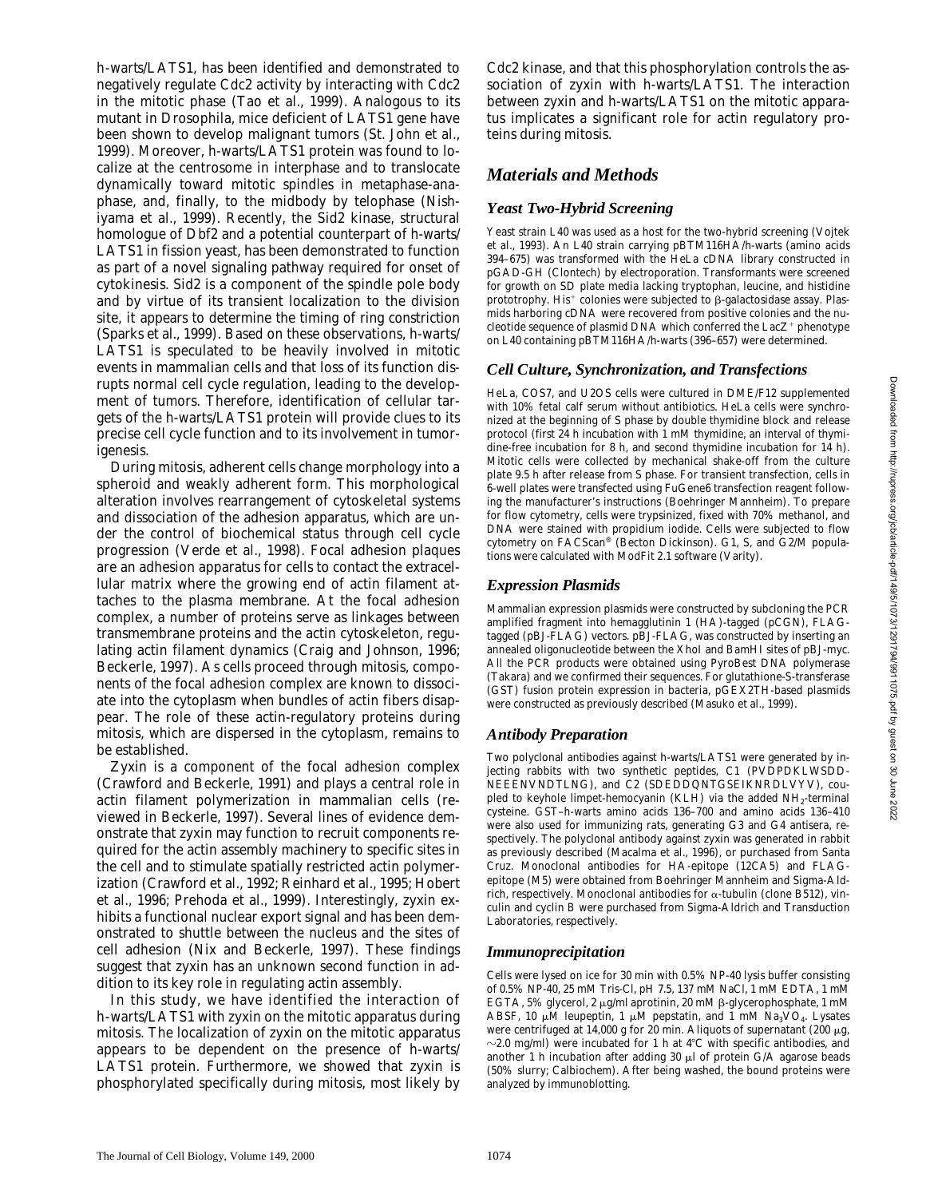h-warts/LATS1, has been identified and demonstrated to negatively regulate Cdc2 activity by interacting with Cdc2 in the mitotic phase (Tao et al., 1999). Analogous to its mutant in Drosophila, mice deficient of LATS1 gene have been shown to develop malignant tumors (St. John et al., 1999). Moreover, h-warts/LATS1 protein was found to localize at the centrosome in interphase and to translocate dynamically toward mitotic spindles in metaphase-anaphase, and, finally, to the midbody by telophase (Nishiyama et al., 1999). Recently, the Sid2 kinase, structural homologue of Dbf2 and a potential counterpart of h-warts/LATS1 in fission yeast, has been demonstrated to function as part of a novel signaling pathway required for onset of cytokinesis. Sid2 is a component of the spindle pole body and by virtue of its transient localization to the division site, it appears to determine the timing of ring constriction (Sparks et al., 1999). Based on these observations, h-warts/LATS1 is speculated to be heavily involved in mitotic events in mammalian cells and that loss of its function disrupts normal cell cycle regulation, leading to the development of tumors. Therefore, identification of cellular targets of the h-warts/LATS1 protein will provide clues to its precise cell cycle function and to its involvement in tumorigenesis.

During mitosis, adherent cells change morphology into a spheroid and weakly adherent form. This morphological alteration involves rearrangement of cytoskeletal systems and dissociation of the adhesion apparatus, which are under the control of biochemical status through cell cycle progression (Verde et al., 1998). Focal adhesion plaques are an adhesion apparatus for cells to contact the extracellular matrix where the growing end of actin filament attaches to the plasma membrane. At the focal adhesion complex, a number of proteins serve as linkages between transmembrane proteins and the actin cytoskeleton, regulating actin filament dynamics (Craig and Johnson, 1996; Beckerle, 1997). As cells proceed through mitosis, components of the focal adhesion complex are known to dissociate into the cytoplasm when bundles of actin fibers disappear. The role of these actin-regulatory proteins during mitosis, which are dispersed in the cytoplasm, remains to be established.

Zyxin is a component of the focal adhesion complex (Crawford and Beckerle, 1991) and plays a central role in actin filament polymerization in mammalian cells (reviewed in Beckerle, 1997). Several lines of evidence demonstrate that zyxin may function to recruit components required for the actin assembly machinery to specific sites in the cell and to stimulate spatially restricted actin polymerization (Crawford et al., 1992; Reinhard et al., 1995; Hobert et al., 1996; Prehoda et al., 1999). Interestingly, zyxin exhibits a functional nuclear export signal and has been demonstrated to shuttle between the nucleus and the sites of cell adhesion (Nix and Beckerle, 1997). These findings suggest that zyxin has an unknown second function in addition to its key role in regulating actin assembly.

In this study, we have identified the interaction of h-warts/LATS1 with zyxin on the mitotic apparatus during mitosis. The localization of zyxin on the mitotic apparatus appears to be dependent on the presence of h-warts/LATS1 protein. Furthermore, we showed that zyxin is phosphorylated specifically during mitosis, most likely by Cdc2 kinase, and that this phosphorylation controls the association of zyxin with h-warts/LATS1. The interaction between zyxin and h-warts/LATS1 on the mitotic apparatus implicates a significant role for actin regulatory proteins during mitosis.

## *Materials and Methods*

### *Yeast Two-Hybrid Screening*

Yeast strain L40 was used as a host for the two-hybrid screening (Vojtek et al., 1993). An L40 strain carrying pBTM116HA/h-warts (amino acids 394–675) was transformed with the HeLa cDNA library constructed in pGAD-GH (Clontech) by electroporation. Transformants were screened for growth on SD plate media lacking tryptophan, leucine, and histidine prototrophy. His$^+$ colonies were subjected to β-galactosidase assay. Plasmids harboring cDNA were recovered from positive colonies and the nucleotide sequence of plasmid DNA which conferred the LacZ$^+$ phenotype on L40 containing pBTM116HA/h-warts (396–657) were determined.

### *Cell Culture, Synchronization, and Transfections*

HeLa, COS7, and U2OS cells were cultured in DME/F12 supplemented with 10% fetal calf serum without antibiotics. HeLa cells were synchronized at the beginning of S phase by double thymidine block and release protocol (first 24 h incubation with 1 mM thymidine, an interval of thymidine-free incubation for 8 h, and second thymidine incubation for 14 h). Mitotic cells were collected by mechanical shake-off from the culture plate 9.5 h after release from S phase. For transient transfection, cells in 6-well plates were transfected using FuGene6 transfection reagent following the manufacturer's instructions (Boehringer Mannheim). To prepare for flow cytometry, cells were trypsinized, fixed with 70% methanol, and DNA were stained with propidium iodide. Cells were subjected to flow cytometry on FACScan® (Becton Dickinson). G1, S, and G2/M populations were calculated with ModFit 2.1 software (Varity).

### *Expression Plasmids*

Mammalian expression plasmids were constructed by subcloning the PCR amplified fragment into hemagglutinin 1 (HA)-tagged (pCGN), FLAG-tagged (pBJ-FLAG) vectors. pBJ-FLAG, was constructed by inserting an annealed oligonucleotide between the XhoI and BamHI sites of pBJ-myc. All the PCR products were obtained using PyroBest DNA polymerase (Takara) and we confirmed their sequences. For glutathione-S-transferase (GST) fusion protein expression in bacteria, pGEX2TH-based plasmids were constructed as previously described (Masuko et al., 1999).

### *Antibody Preparation*

Two polyclonal antibodies against h-warts/LATS1 were generated by injecting rabbits with two synthetic peptides, C1 (PVDPDKLWSDD-NEEENVNDTLNG), and C2 (SDEDDQNTGSEIKNRDLVYV), coupled to keyhole limpet-hemocyanin (KLH) via the added $NH_2$-terminal cysteine. GST–h-warts amino acids 136–700 and amino acids 136–410 were also used for immunizing rats, generating G3 and G4 antisera, respectively. The polyclonal antibody against zyxin was generated in rabbit as previously described (Macalma et al., 1996), or purchased from Santa Cruz. Monoclonal antibodies for HA-epitope (12CA5) and FLAG-epitope (M5) were obtained from Boehringer Mannheim and Sigma-Aldrich, respectively. Monoclonal antibodies for α-tubulin (clone B512), vinculin and cyclin B were purchased from Sigma-Aldrich and Transduction Laboratories, respectively.

### *Immunoprecipitation*

Cells were lysed on ice for 30 min with 0.5% NP-40 lysis buffer consisting of 0.5% NP-40, 25 mM Tris-Cl, pH 7.5, 137 mM NaCl, 1 mM EDTA, 1 mM EGTA, 5% glycerol, 2 μg/ml aprotinin, 20 mM β-glycerophosphate, 1 mM ABSF, 10 μM leupeptin, 1 μM pepstatin, and 1 mM $Na_3VO_4$. Lysates were centrifuged at 14,000 g for 20 min. Aliquots of supernatant (200 μg, ~2.0 mg/ml) were incubated for 1 h at 4°C with specific antibodies, and another 1 h incubation after adding 30 μl of protein G/A agarose beads (50% slurry; Calbiochem). After being washed, the bound proteins were analyzed by immunoblotting.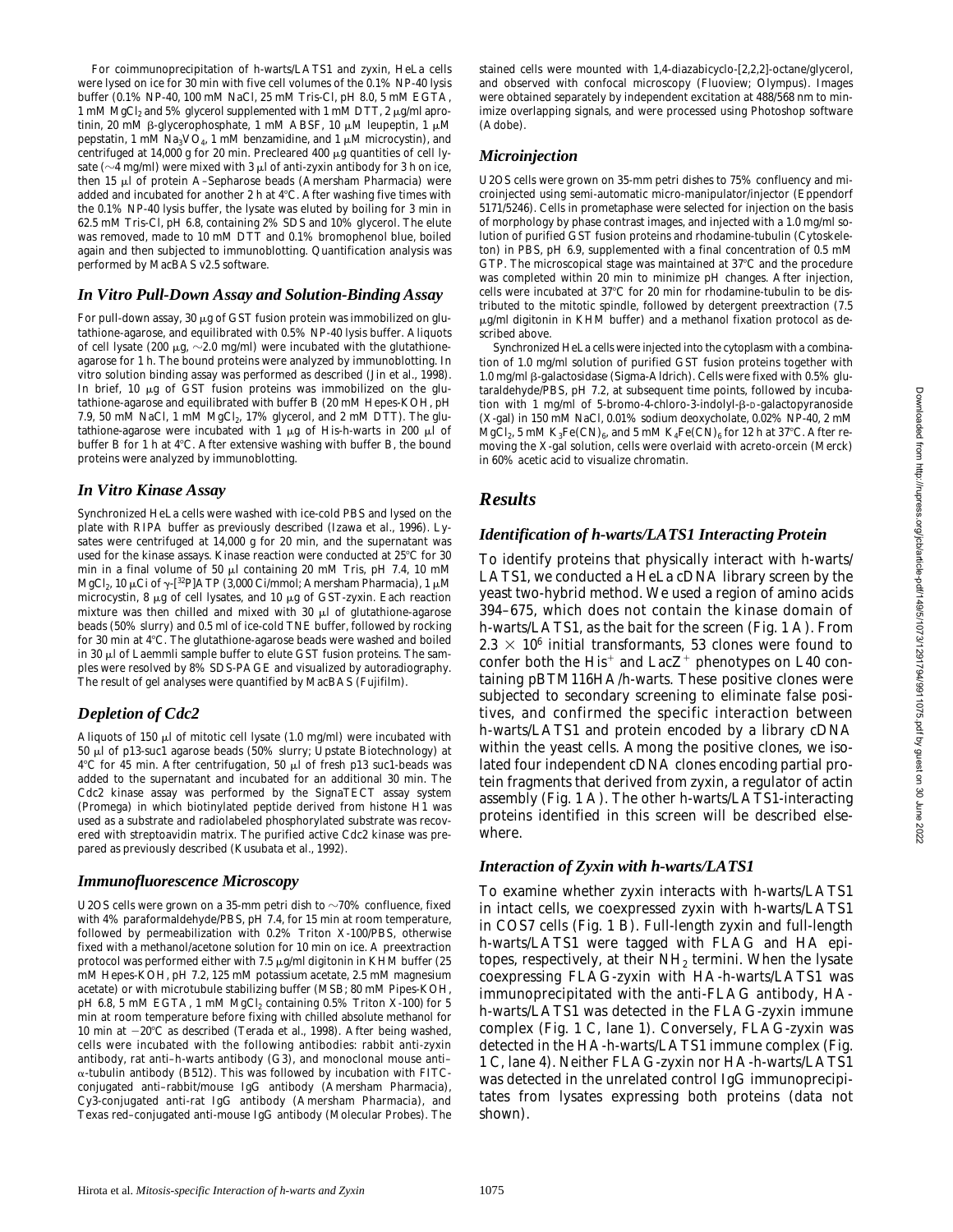For coimmunoprecipitation of h-warts/LATS1 and zyxin, HeLa cells were lysed on ice for 30 min with five cell volumes of the 0.1% NP-40 lysis buffer (0.1% NP-40, 100 mM NaCl, 25 mM Tris-Cl, pH 8.0, 5 mM EGTA, 1 mM $MgCl_2$ and 5% glycerol supplemented with 1 mM DTT, 2 μg/ml aprotinin, 20 mM β-glycerophosphate, 1 mM ABSF, 10 μM leupeptin, 1 μM pepstatin, 1 mM $Na_3VO_4$, 1 mM benzamidine, and 1 μM microcystin), and centrifuged at 14,000 *g* for 20 min. Precleared 400 μg quantities of cell lysate (~4 mg/ml) were mixed with 3 μl of anti-zyxin antibody for 3 h on ice, then 15 μl of protein A–Sepharose beads (Amersham Pharmacia) were added and incubated for another 2 h at 4°C. After washing five times with the 0.1% NP-40 lysis buffer, the lysate was eluted by boiling for 3 min in 62.5 mM Tris-Cl, pH 6.8, containing 2% SDS and 10% glycerol. The elute was removed, made to 10 mM DTT and 0.1% bromophenol blue, boiled again and then subjected to immunoblotting. Quantification analysis was performed by MacBAS v2.5 software.

## *In Vitro Pull-Down Assay and Solution-Binding Assay*

For pull-down assay, 30 μg of GST fusion protein was immobilized on glutathione-agarose, and equilibrated with 0.5% NP-40 lysis buffer. Aliquots of cell lysate (200 μg, ~2.0 mg/ml) were incubated with the glutathione-agarose for 1 h. The bound proteins were analyzed by immunoblotting. In vitro solution binding assay was performed as described (Jin et al., 1998). In brief, 10 μg of GST fusion proteins was immobilized on the glutathione-agarose and equilibrated with buffer B (20 mM Hepes-KOH, pH 7.9, 50 mM NaCl, 1 mM $MgCl_2$, 17% glycerol, and 2 mM DTT). The glutathione-agarose were incubated with 1 μg of His-h-warts in 200 μl of buffer B for 1 h at 4°C. After extensive washing with buffer B, the bound proteins were analyzed by immunoblotting.

## *In Vitro Kinase Assay*

Synchronized HeLa cells were washed with ice-cold PBS and lysed on the plate with RIPA buffer as previously described (Izawa et al., 1996). Lysates were centrifuged at 14,000 *g* for 20 min, and the supernatant was used for the kinase assays. Kinase reaction were conducted at 25°C for 30 min in a final volume of 50 μl containing 20 mM Tris, pH 7.4, 10 mM $MgCl_2$, 10 μCi of γ-[$^{32}$P]ATP (3,000 Ci/mmol; Amersham Pharmacia), 1 μM microcystin, 8 μg of cell lysates, and 10 μg of GST-zyxin. Each reaction mixture was then chilled and mixed with 30 μl of glutathione-agarose beads (50% slurry) and 0.5 ml of ice-cold TNE buffer, followed by rocking for 30 min at 4°C. The glutathione-agarose beads were washed and boiled in 30 μl of Laemmli sample buffer to elute GST fusion proteins. The samples were resolved by 8% SDS-PAGE and visualized by autoradiography. The result of gel analyses were quantified by MacBAS (Fujifilm).

## *Depletion of Cdc2*

Aliquots of 150 μl of mitotic cell lysate (1.0 mg/ml) were incubated with 50 μl of p13-suc1 agarose beads (50% slurry; Upstate Biotechnology) at 4°C for 45 min. After centrifugation, 50 μl of fresh p13 suc1-beads was added to the supernatant and incubated for an additional 30 min. The Cdc2 kinase assay was performed by the SignaTECT assay system (Promega) in which biotinylated peptide derived from histone H1 was used as a substrate and radiolabeled phosphorylated substrate was recovered with streptoavidin matrix. The purified active Cdc2 kinase was prepared as previously described (Kusubata et al., 1992).

## *Immunofluorescence Microscopy*

U2OS cells were grown on a 35-mm petri dish to ~70% confluence, fixed with 4% paraformaldehyde/PBS, pH 7.4, for 15 min at room temperature, followed by permeabilization with 0.2% Triton X-100/PBS, otherwise fixed with a methanol/acetone solution for 10 min on ice. A preextraction protocol was performed either with 7.5 μg/ml digitonin in KHM buffer (25 mM Hepes-KOH, pH 7.2, 125 mM potassium acetate, 2.5 mM magnesium acetate) or with microtubule stabilizing buffer (MSB; 80 mM Pipes-KOH, pH 6.8, 5 mM EGTA, 1 mM $MgCl_2$ containing 0.5% Triton X-100) for 5 min at room temperature before fixing with chilled absolute methanol for 10 min at −20°C as described (Terada et al., 1998). After being washed, cells were incubated with the following antibodies: rabbit anti-zyxin antibody, rat anti–h-warts antibody (G3), and monoclonal mouse anti–α-tubulin antibody (B512). This was followed by incubation with FITC-conjugated anti–rabbit/mouse IgG antibody (Amersham Pharmacia), Cy3-conjugated anti-rat IgG antibody (Amersham Pharmacia), and Texas red–conjugated anti-mouse IgG antibody (Molecular Probes). The stained cells were mounted with 1,4-diazabicyclo-[2,2,2]-octane/glycerol, and observed with confocal microscopy (Fluoview; Olympus). Images were obtained separately by independent excitation at 488/568 nm to minimize overlapping signals, and were processed using Photoshop software (Adobe).

## *Microinjection*

U2OS cells were grown on 35-mm petri dishes to 75% confluency and microinjected using semi-automatic micro-manipulator/injector (Eppendorf 5171/5246). Cells in prometaphase were selected for injection on the basis of morphology by phase contrast images, and injected with a 1.0 mg/ml solution of purified GST fusion proteins and rhodamine-tubulin (Cytoskeleton) in PBS, pH 6.9, supplemented with a final concentration of 0.5 mM GTP. The microscopical stage was maintained at 37°C and the procedure was completed within 20 min to minimize pH changes. After injection, cells were incubated at 37°C for 20 min for rhodamine-tubulin to be distributed to the mitotic spindle, followed by detergent preextraction (7.5 μg/ml digitonin in KHM buffer) and a methanol fixation protocol as described above.

Synchronized HeLa cells were injected into the cytoplasm with a combination of 1.0 mg/ml solution of purified GST fusion proteins together with 1.0 mg/ml β-galactosidase (Sigma-Aldrich). Cells were fixed with 0.5% glutaraldehyde/PBS, pH 7.2, at subsequent time points, followed by incubation with 1 mg/ml of 5-bromo-4-chloro-3-indolyl-β-D-galactopyranoside (X-gal) in 150 mM NaCl, 0.01% sodium deoxycholate, 0.02% NP-40, 2 mM $MgCl_2$, 5 mM $K_3Fe(CN)_6$, and 5 mM $K_4Fe(CN)_6$ for 12 h at 37°C. After removing the X-gal solution, cells were overlaid with acreto-orcein (Merck) in 60% acetic acid to visualize chromatin.

# *Results*

## *Identification of h-warts/LATS1 Interacting Protein*

To identify proteins that physically interact with h-warts/LATS1, we conducted a HeLa cDNA library screen by the yeast two-hybrid method. We used a region of amino acids 394–675, which does not contain the kinase domain of h-warts/LATS1, as the bait for the screen (Fig. 1 A). From $2.3 \times 10^6$ initial transformants, 53 clones were found to confer both the $His^+$ and $LacZ^+$ phenotypes on L40 containing pBTM116HA/h-warts. These positive clones were subjected to secondary screening to eliminate false positives, and confirmed the specific interaction between h-warts/LATS1 and protein encoded by a library cDNA within the yeast cells. Among the positive clones, we isolated four independent cDNA clones encoding partial protein fragments that derived from zyxin, a regulator of actin assembly (Fig. 1 A). The other h-warts/LATS1-interacting proteins identified in this screen will be described elsewhere.

## *Interaction of Zyxin with h-warts/LATS1*

To examine whether zyxin interacts with h-warts/LATS1 in intact cells, we coexpressed zyxin with h-warts/LATS1 in COS7 cells (Fig. 1 B). Full-length zyxin and full-length h-warts/LATS1 were tagged with FLAG and HA epitopes, respectively, at their $NH_2$ termini. When the lysate coexpressing FLAG-zyxin with HA-h-warts/LATS1 was immunoprecipitated with the anti-FLAG antibody, HA-h-warts/LATS1 was detected in the FLAG-zyxin immune complex (Fig. 1 C, lane 1). Conversely, FLAG-zyxin was detected in the HA-h-warts/LATS1 immune complex (Fig. 1 C, lane 4). Neither FLAG-zyxin nor HA-h-warts/LATS1 was detected in the unrelated control IgG immunoprecipitates from lysates expressing both proteins (data not shown).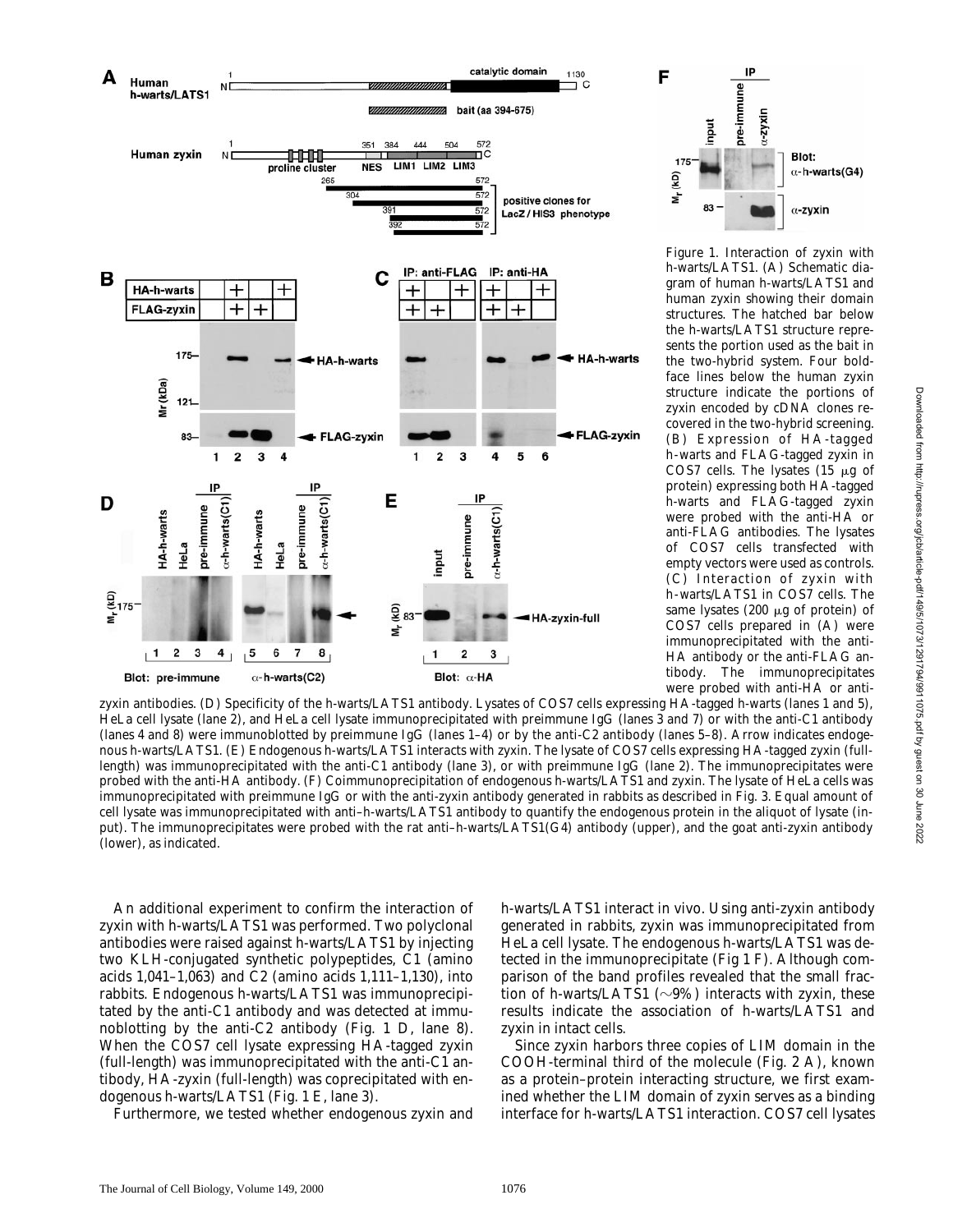Figure 1. Interaction of zyxin with h-warts/LATS1. (A) Schematic diagram of human h-warts/LATS1 and human zyxin showing their domain structures. The hatched bar below the h-warts/LATS1 structure represents the portion used as the bait in the two-hybrid system. Four boldface lines below the human zyxin structure indicate the portions of zyxin encoded by cDNA clones recovered in the two-hybrid screening. (B) Expression of HA-tagged h-warts and FLAG-tagged zyxin in COS7 cells. The lysates (15 μg of protein) expressing both HA-tagged h-warts and FLAG-tagged zyxin were probed with the anti-HA or anti-FLAG antibodies. The lysates of COS7 cells transfected with empty vectors were used as controls. (C) Interaction of zyxin with h-warts/LATS1 in COS7 cells. The same lysates (200 μg of protein) of COS7 cells prepared in (A) were immunoprecipitated with the anti-HA antibody or the anti-FLAG antibody. The immunoprecipitates were probed with anti-HA or anti-zyxin antibodies. (D) Specificity of the h-warts/LATS1 antibody. Lysates of COS7 cells expressing HA-tagged h-warts (lanes 1 and 5), HeLa cell lysate (lane 2), and HeLa cell lysate immunoprecipitated with preimmune IgG (lanes 3 and 7) or with the anti-C1 antibody (lanes 4 and 8) were immunoblotted by preimmune IgG (lanes 1–4) or by the anti-C2 antibody (lanes 5–8). Arrow indicates endogenous h-warts/LATS1. (E) Endogenous h-warts/LATS1 interacts with zyxin. The lysate of COS7 cells expressing HA-tagged zyxin (full-length) was immunoprecipitated with the anti-C1 antibody (lane 3), or with preimmune IgG (lane 2). The immunoprecipitates were probed with the anti-HA antibody. (F) Coimmunoprecipitation of endogenous h-warts/LATS1 and zyxin. The lysate of HeLa cells was immunoprecipitated with preimmune IgG or with the anti-zyxin antibody generated in rabbits as described in Fig. 3. Equal amount of cell lysate was immunoprecipitated with anti–h-warts/LATS1 antibody to quantify the endogenous protein in the aliquot of lysate (input). The immunoprecipitates were probed with the rat anti–h-warts/LATS1(G4) antibody (upper), and the goat anti-zyxin antibody (lower), as indicated.

An additional experiment to confirm the interaction of zyxin with h-warts/LATS1 was performed. Two polyclonal antibodies were raised against h-warts/LATS1 by injecting two KLH-conjugated synthetic polypeptides, C1 (amino acids 1,041–1,063) and C2 (amino acids 1,111–1,130), into rabbits. Endogenous h-warts/LATS1 was immunoprecipitated by the anti-C1 antibody and was detected at immunoblotting by the anti-C2 antibody (Fig. 1 D, lane 8). When the COS7 cell lysate expressing HA-tagged zyxin (full-length) was immunoprecipitated with the anti-C1 antibody, HA-zyxin (full-length) was coprecipitated with endogenous h-warts/LATS1 (Fig. 1 E, lane 3).

Furthermore, we tested whether endogenous zyxin and h-warts/LATS1 interact in vivo. Using anti-zyxin antibody generated in rabbits, zyxin was immunoprecipitated from HeLa cell lysate. The endogenous h-warts/LATS1 was detected in the immunoprecipitate (Fig 1 F). Although comparison of the band profiles revealed that the small fraction of h-warts/LATS1 (∼9%) interacts with zyxin, these results indicate the association of h-warts/LATS1 and zyxin in intact cells.

Since zyxin harbors three copies of LIM domain in the COOH-terminal third of the molecule (Fig. 2 A), known as a protein–protein interacting structure, we first examined whether the LIM domain of zyxin serves as a binding interface for h-warts/LATS1 interaction. COS7 cell lysates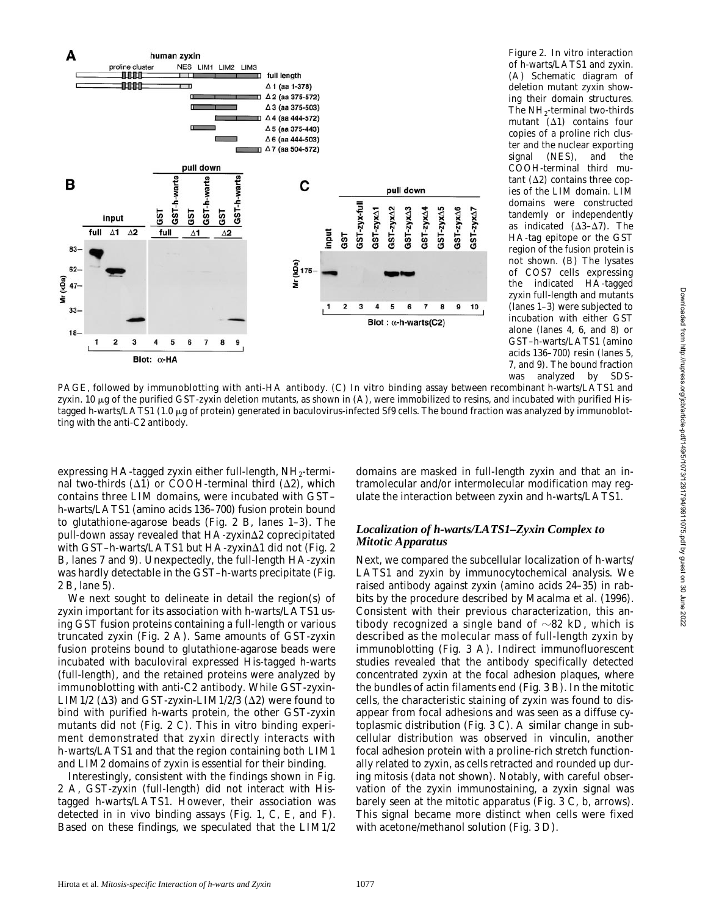A

human zyxin

proline cluster NES LIM1 LIM2 LIM3

full length

Δ1 (aa 1-378)

Δ2 (aa 375-572)

Δ3 (aa 375-503)

Δ4 (aa 444-572)

Δ5 (aa 375-443)

Δ6 (aa 444-503)

Δ7 (aa 504-572)

B

pull down

input

full Δ1 Δ2

GST GST-h-warts GST GST-h-warts GST GST-h-warts

full Δ1 Δ2

Mr (kDa)

83–
62–
47–
33–
18–

1 2 3 4 5 6 7 8 9

Blot: α-HA

C

pull down

input GST GST-zyx-full GST-zyxΔ1 GST-zyxΔ2 GST-zyxΔ3 GST-zyxΔ4 GST-zyxΔ5 GST-zyxΔ6 GST-zyxΔ7

Mr (kDa)

175–

1 2 3 4 5 6 7 8 9 10

Blot : α-h-warts(C2)

Figure 2. In vitro interaction of h-warts/LATS1 and zyxin. (A) Schematic diagram of deletion mutant zyxin showing their domain structures. The $NH_2$-terminal two-thirds mutant (Δ1) contains four copies of a proline rich cluster and the nuclear exporting signal (NES), and the COOH-terminal third mutant (Δ2) contains three copies of the LIM domain. LIM domains were constructed tandemly or independently as indicated (Δ3–Δ7). The HA-tag epitope or the GST region of the fusion protein is not shown. (B) The lysates of COS7 cells expressing the indicated HA-tagged zyxin full-length and mutants (lanes 1–3) were subjected to incubation with either GST alone (lanes 4, 6, and 8) or GST–h-warts/LATS1 (amino acids 136–700) resin (lanes 5, 7, and 9). The bound fraction was analyzed by SDS-PAGE, followed by immunoblotting with anti-HA antibody. (C) In vitro binding assay between recombinant h-warts/LATS1 and zyxin. 10 μg of the purified GST-zyxin deletion mutants, as shown in (A), were immobilized to resins, and incubated with purified His-tagged h-warts/LATS1 (1.0 μg of protein) generated in baculovirus-infected Sf9 cells. The bound fraction was analyzed by immunoblotting with the anti-C2 antibody.

expressing HA-tagged zyxin either full-length, $NH_2$-terminal two-thirds (Δ1) or COOH-terminal third (Δ2), which contains three LIM domains, were incubated with GST–h-warts/LATS1 (amino acids 136–700) fusion protein bound to glutathione-agarose beads (Fig. 2 B, lanes 1–3). The pull-down assay revealed that HA-zyxinΔ2 coprecipitated with GST–h-warts/LATS1 but HA-zyxinΔ1 did not (Fig. 2 B, lanes 7 and 9). Unexpectedly, the full-length HA-zyxin was hardly detectable in the GST–h-warts precipitate (Fig. 2 B, lane 5).

We next sought to delineate in detail the region(s) of zyxin important for its association with h-warts/LATS1 using GST fusion proteins containing a full-length or various truncated zyxin (Fig. 2 A). Same amounts of GST-zyxin fusion proteins bound to glutathione-agarose beads were incubated with baculoviral expressed His-tagged h-warts (full-length), and the retained proteins were analyzed by immunoblotting with anti-C2 antibody. While GST-zyxin-LIM1/2 (Δ3) and GST-zyxin-LIM1/2/3 (Δ2) were found to bind with purified h-warts protein, the other GST-zyxin mutants did not (Fig. 2 C). This in vitro binding experiment demonstrated that zyxin directly interacts with h-warts/LATS1 and that the region containing both LIM1 and LIM2 domains of zyxin is essential for their binding.

Interestingly, consistent with the findings shown in Fig. 2 A, GST-zyxin (full-length) did not interact with His-tagged h-warts/LATS1. However, their association was detected in in vivo binding assays (Fig. 1, C, E, and F). Based on these findings, we speculated that the LIM1/2 domains are masked in full-length zyxin and that an intramolecular and/or intermolecular modification may regulate the interaction between zyxin and h-warts/LATS1.

### *Localization of h-warts/LATS1–Zyxin Complex to Mitotic Apparatus*

Next, we compared the subcellular localization of h-warts/LATS1 and zyxin by immunocytochemical analysis. We raised antibody against zyxin (amino acids 24–35) in rabbits by the procedure described by Macalma et al. (1996). Consistent with their previous characterization, this antibody recognized a single band of ~82 kD, which is described as the molecular mass of full-length zyxin by immunoblotting (Fig. 3 A). Indirect immunofluorescent studies revealed that the antibody specifically detected concentrated zyxin at the focal adhesion plaques, where the bundles of actin filaments end (Fig. 3 B). In the mitotic cells, the characteristic staining of zyxin was found to disappear from focal adhesions and was seen as a diffuse cytoplasmic distribution (Fig. 3 C). A similar change in subcellular distribution was observed in vinculin, another focal adhesion protein with a proline-rich stretch functionally related to zyxin, as cells retracted and rounded up during mitosis (data not shown). Notably, with careful observation of the zyxin immunostaining, a zyxin signal was barely seen at the mitotic apparatus (Fig. 3 C, b, arrows). This signal became more distinct when cells were fixed with acetone/methanol solution (Fig. 3 D).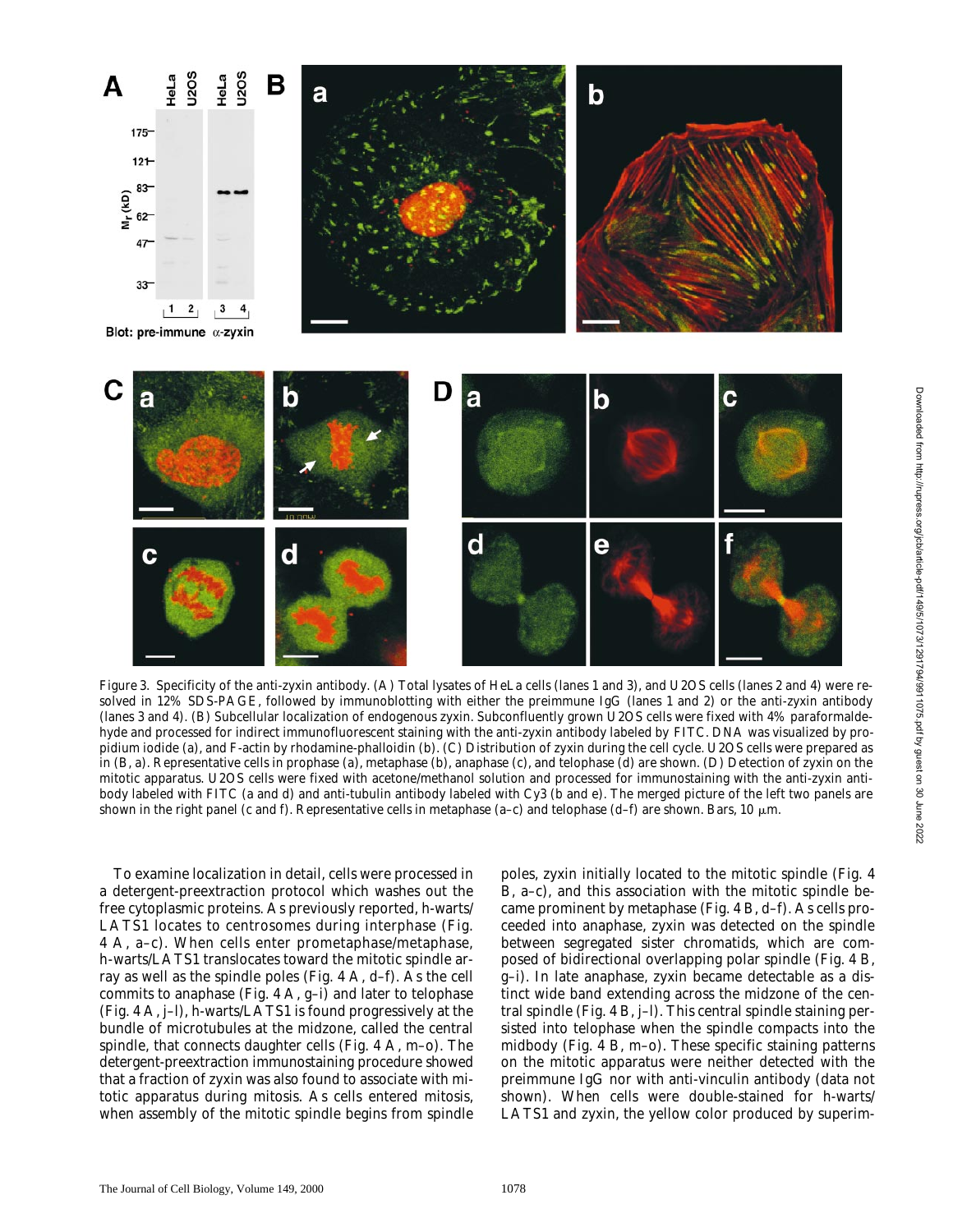Figure 3. Specificity of the anti-zyxin antibody. (A) Total lysates of HeLa cells (lanes 1 and 3), and U2OS cells (lanes 2 and 4) were resolved in 12% SDS-PAGE, followed by immunoblotting with either the preimmune IgG (lanes 1 and 2) or the anti-zyxin antibody (lanes 3 and 4). (B) Subcellular localization of endogenous zyxin. Subconfluently grown U2OS cells were fixed with 4% paraformaldehyde and processed for indirect immunofluorescent staining with the anti-zyxin antibody labeled by FITC. DNA was visualized by propidium iodide (a), and F-actin by rhodamine-phalloidin (b). (C) Distribution of zyxin during the cell cycle. U2OS cells were prepared as in (B, a). Representative cells in prophase (a), metaphase (b), anaphase (c), and telophase (d) are shown. (D) Detection of zyxin on the mitotic apparatus. U2OS cells were fixed with acetone/methanol solution and processed for immunostaining with the anti-zyxin antibody labeled with FITC (a and d) and anti-tubulin antibody labeled with Cy3 (b and e). The merged picture of the left two panels are shown in the right panel (c and f). Representative cells in metaphase (a–c) and telophase (d–f) are shown. Bars, 10 μm.

To examine localization in detail, cells were processed in a detergent-preextraction protocol which washes out the free cytoplasmic proteins. As previously reported, h-warts/LATS1 locates to centrosomes during interphase (Fig. 4 A, a–c). When cells enter prometaphase/metaphase, h-warts/LATS1 translocates toward the mitotic spindle array as well as the spindle poles (Fig. 4 A, d–f). As the cell commits to anaphase (Fig. 4 A, g–i) and later to telophase (Fig. 4 A, j–l), h-warts/LATS1 is found progressively at the bundle of microtubules at the midzone, called the central spindle, that connects daughter cells (Fig. 4 A, m–o). The detergent-preextraction immunostaining procedure showed that a fraction of zyxin was also found to associate with mitotic apparatus during mitosis. As cells entered mitosis, when assembly of the mitotic spindle begins from spindle poles, zyxin initially located to the mitotic spindle (Fig. 4 B, a–c), and this association with the mitotic spindle became prominent by metaphase (Fig. 4 B, d–f). As cells proceeded into anaphase, zyxin was detected on the spindle between segregated sister chromatids, which are composed of bidirectional overlapping polar spindle (Fig. 4 B, g–i). In late anaphase, zyxin became detectable as a distinct wide band extending across the midzone of the central spindle (Fig. 4 B, j–l). This central spindle staining persisted into telophase when the spindle compacts into the midbody (Fig. 4 B, m–o). These specific staining patterns on the mitotic apparatus were neither detected with the preimmune IgG nor with anti-vinculin antibody (data not shown). When cells were double-stained for h-warts/LATS1 and zyxin, the yellow color produced by superim-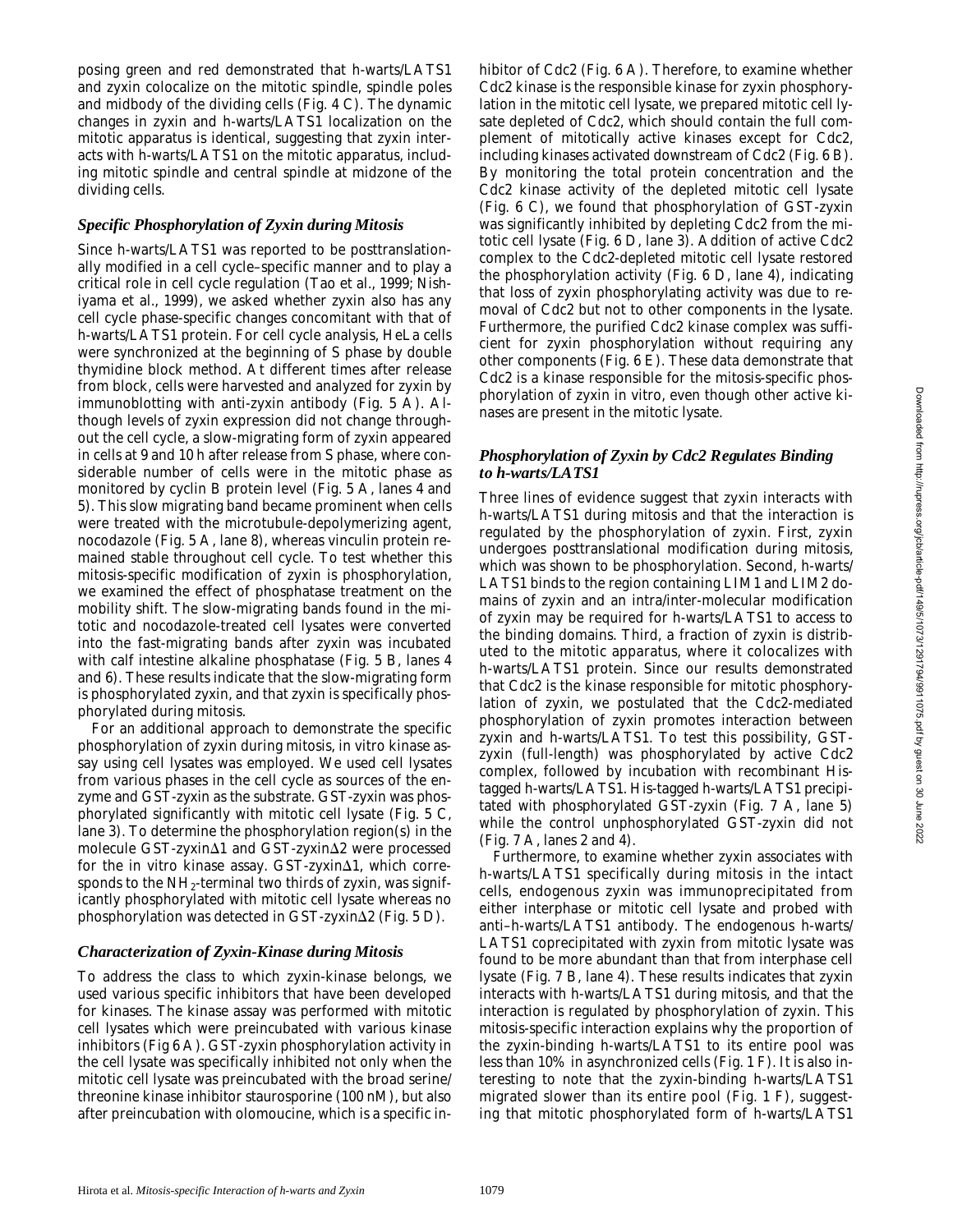posing green and red demonstrated that h-warts/LATS1 and zyxin colocalize on the mitotic spindle, spindle poles and midbody of the dividing cells (Fig. 4 C). The dynamic changes in zyxin and h-warts/LATS1 localization on the mitotic apparatus is identical, suggesting that zyxin interacts with h-warts/LATS1 on the mitotic apparatus, including mitotic spindle and central spindle at midzone of the dividing cells.

### *Specific Phosphorylation of Zyxin during Mitosis*

Since h-warts/LATS1 was reported to be posttranslationally modified in a cell cycle–specific manner and to play a critical role in cell cycle regulation (Tao et al., 1999; Nishiyama et al., 1999), we asked whether zyxin also has any cell cycle phase-specific changes concomitant with that of h-warts/LATS1 protein. For cell cycle analysis, HeLa cells were synchronized at the beginning of S phase by double thymidine block method. At different times after release from block, cells were harvested and analyzed for zyxin by immunoblotting with anti-zyxin antibody (Fig. 5 A). Although levels of zyxin expression did not change throughout the cell cycle, a slow-migrating form of zyxin appeared in cells at 9 and 10 h after release from S phase, where considerable number of cells were in the mitotic phase as monitored by cyclin B protein level (Fig. 5 A, lanes 4 and 5). This slow migrating band became prominent when cells were treated with the microtubule-depolymerizing agent, nocodazole (Fig. 5 A, lane 8), whereas vinculin protein remained stable throughout cell cycle. To test whether this mitosis-specific modification of zyxin is phosphorylation, we examined the effect of phosphatase treatment on the mobility shift. The slow-migrating bands found in the mitotic and nocodazole-treated cell lysates were converted into the fast-migrating bands after zyxin was incubated with calf intestine alkaline phosphatase (Fig. 5 B, lanes 4 and 6). These results indicate that the slow-migrating form is phosphorylated zyxin, and that zyxin is specifically phosphorylated during mitosis.

For an additional approach to demonstrate the specific phosphorylation of zyxin during mitosis, in vitro kinase assay using cell lysates was employed. We used cell lysates from various phases in the cell cycle as sources of the enzyme and GST-zyxin as the substrate. GST-zyxin was phosphorylated significantly with mitotic cell lysate (Fig. 5 C, lane 3). To determine the phosphorylation region(s) in the molecule GST-zyxinΔ1 and GST-zyxinΔ2 were processed for the in vitro kinase assay. GST-zyxinΔ1, which corresponds to the $NH_2$-terminal two thirds of zyxin, was significantly phosphorylated with mitotic cell lysate whereas no phosphorylation was detected in GST-zyxinΔ2 (Fig. 5 D).

### *Characterization of Zyxin-Kinase during Mitosis*

To address the class to which zyxin-kinase belongs, we used various specific inhibitors that have been developed for kinases. The kinase assay was performed with mitotic cell lysates which were preincubated with various kinase inhibitors (Fig 6 A). GST-zyxin phosphorylation activity in the cell lysate was specifically inhibited not only when the mitotic cell lysate was preincubated with the broad serine/threonine kinase inhibitor staurosporine (100 nM), but also after preincubation with olomoucine, which is a specific inhibitor of Cdc2 (Fig. 6 A). Therefore, to examine whether Cdc2 kinase is the responsible kinase for zyxin phosphorylation in the mitotic cell lysate, we prepared mitotic cell lysate depleted of Cdc2, which should contain the full complement of mitotically active kinases except for Cdc2, including kinases activated downstream of Cdc2 (Fig. 6 B). By monitoring the total protein concentration and the Cdc2 kinase activity of the depleted mitotic cell lysate (Fig. 6 C), we found that phosphorylation of GST-zyxin was significantly inhibited by depleting Cdc2 from the mitotic cell lysate (Fig. 6 D, lane 3). Addition of active Cdc2 complex to the Cdc2-depleted mitotic cell lysate restored the phosphorylation activity (Fig. 6 D, lane 4), indicating that loss of zyxin phosphorylating activity was due to removal of Cdc2 but not to other components in the lysate. Furthermore, the purified Cdc2 kinase complex was sufficient for zyxin phosphorylation without requiring any other components (Fig. 6 E). These data demonstrate that Cdc2 is a kinase responsible for the mitosis-specific phosphorylation of zyxin in vitro, even though other active kinases are present in the mitotic lysate.

### *Phosphorylation of Zyxin by Cdc2 Regulates Binding to h-warts/LATS1*

Three lines of evidence suggest that zyxin interacts with h-warts/LATS1 during mitosis and that the interaction is regulated by the phosphorylation of zyxin. First, zyxin undergoes posttranslational modification during mitosis, which was shown to be phosphorylation. Second, h-warts/LATS1 binds to the region containing LIM1 and LIM2 domains of zyxin and an intra/inter-molecular modification of zyxin may be required for h-warts/LATS1 to access to the binding domains. Third, a fraction of zyxin is distributed to the mitotic apparatus, where it colocalizes with h-warts/LATS1 protein. Since our results demonstrated that Cdc2 is the kinase responsible for mitotic phosphorylation of zyxin, we postulated that the Cdc2-mediated phosphorylation of zyxin promotes interaction between zyxin and h-warts/LATS1. To test this possibility, GST-zyxin (full-length) was phosphorylated by active Cdc2 complex, followed by incubation with recombinant His-tagged h-warts/LATS1. His-tagged h-warts/LATS1 precipitated with phosphorylated GST-zyxin (Fig. 7 A, lane 5) while the control unphosphorylated GST-zyxin did not (Fig. 7 A, lanes 2 and 4).

Furthermore, to examine whether zyxin associates with h-warts/LATS1 specifically during mitosis in the intact cells, endogenous zyxin was immunoprecipitated from either interphase or mitotic cell lysate and probed with anti–h-warts/LATS1 antibody. The endogenous h-warts/LATS1 coprecipitated with zyxin from mitotic lysate was found to be more abundant than that from interphase cell lysate (Fig. 7 B, lane 4). These results indicates that zyxin interacts with h-warts/LATS1 during mitosis, and that the interaction is regulated by phosphorylation of zyxin. This mitosis-specific interaction explains why the proportion of the zyxin-binding h-warts/LATS1 to its entire pool was less than 10% in asynchronized cells (Fig. 1 F). It is also interesting to note that the zyxin-binding h-warts/LATS1 migrated slower than its entire pool (Fig. 1 F), suggesting that mitotic phosphorylated form of h-warts/LATS1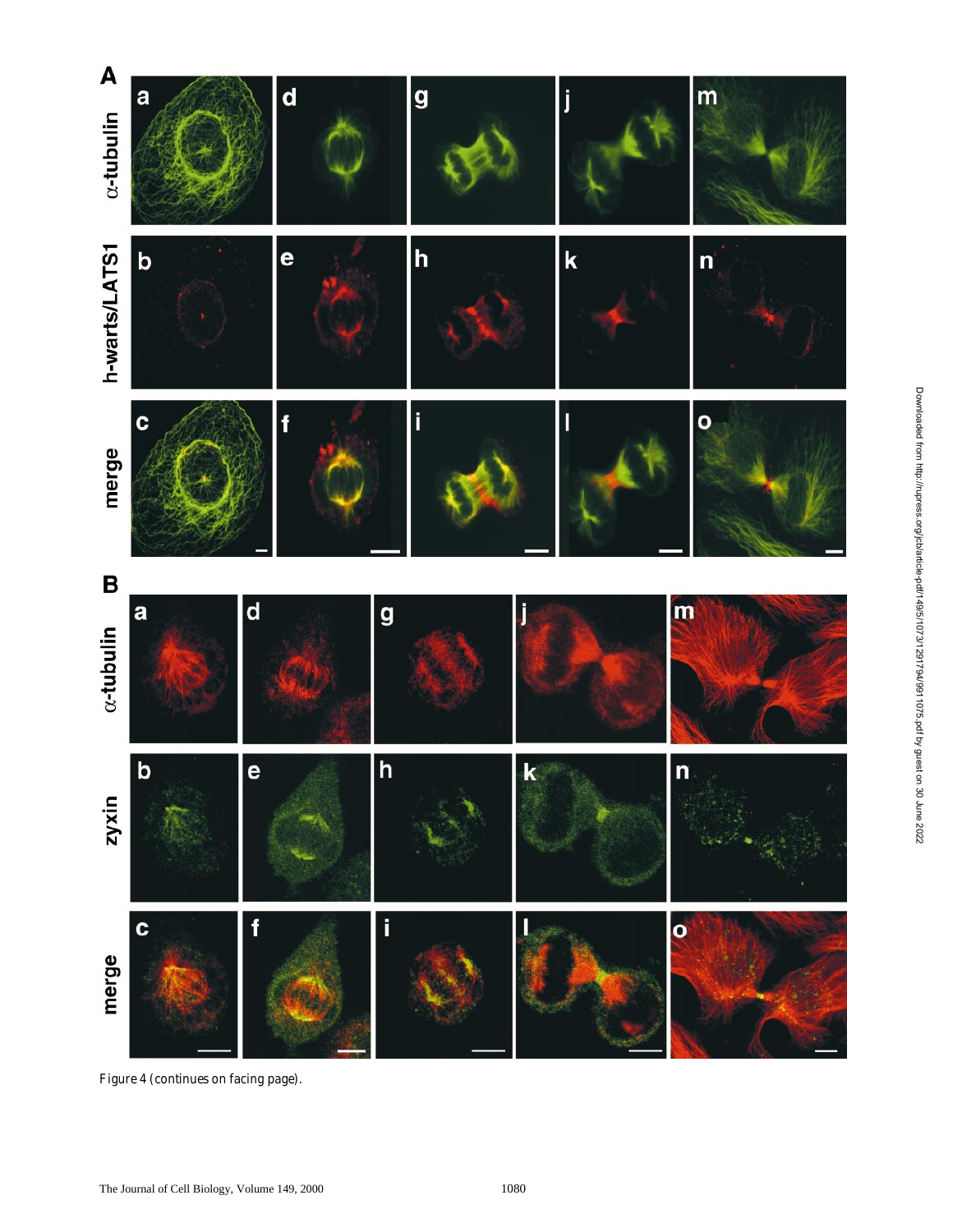A

α-tubulin

h-warts/LATS1

merge

a d g j m

b e h k n

c f i l o

B

α-tubulin

zyxin

merge

a d g j m

b e h k n

c f i l o

Figure 4 (continues on facing page).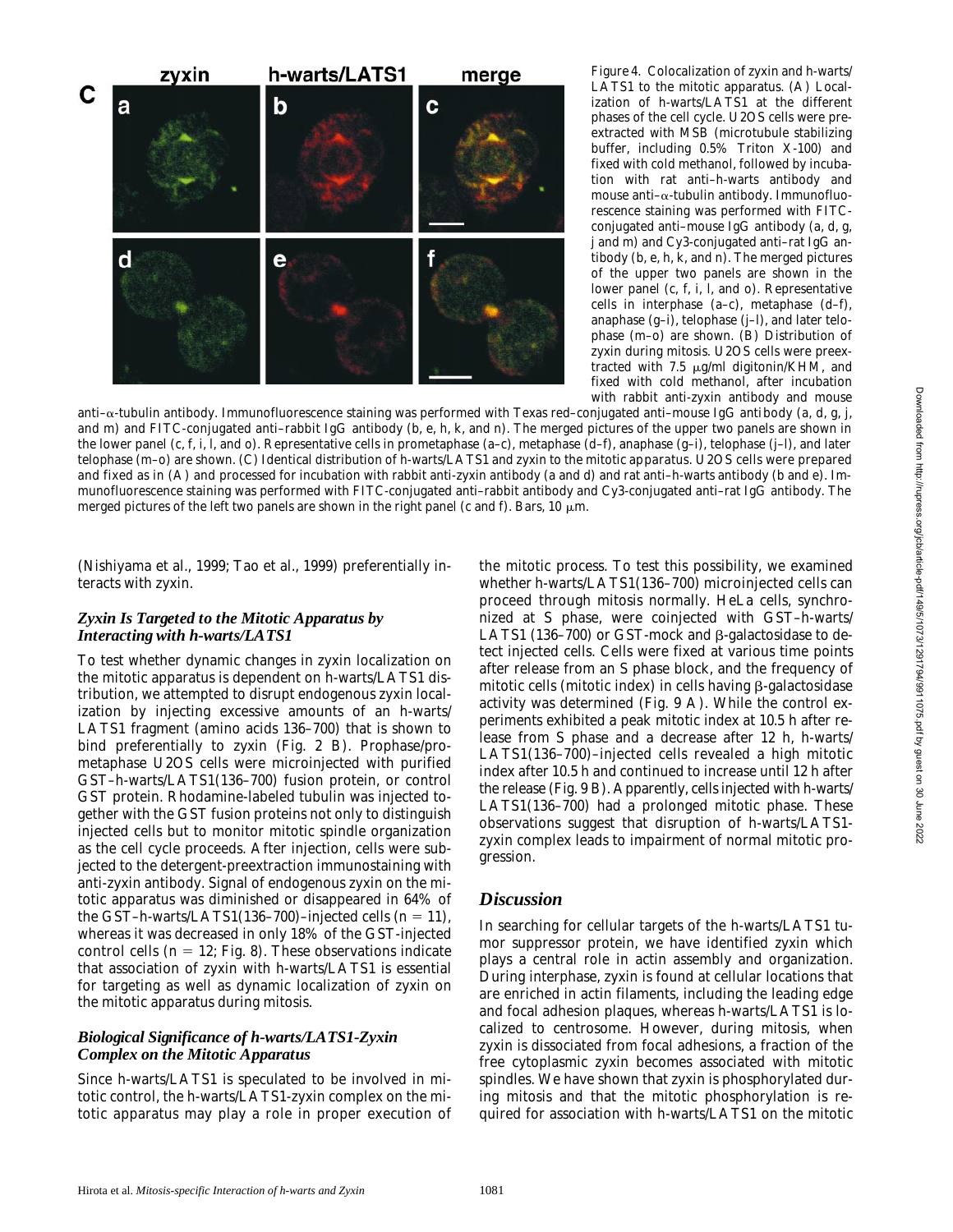C

zyxin

h-warts/LATS1

merge

a

b

c

d

e

f

Figure 4. Colocalization of zyxin and h-warts/LATS1 to the mitotic apparatus. (A) Localization of h-warts/LATS1 at the different phases of the cell cycle. U2OS cells were preextracted with MSB (microtubule stabilizing buffer, including 0.5% Triton X-100) and fixed with cold methanol, followed by incubation with rat anti–h-warts antibody and mouse anti–α-tubulin antibody. Immunofluorescence staining was performed with FITC-conjugated anti–mouse IgG antibody (a, d, g, j and m) and Cy3-conjugated anti–rat IgG antibody (b, e, h, k, and n). The merged pictures of the upper two panels are shown in the lower panel (c, f, i, l, and o). Representative cells in interphase (a–c), metaphase (d–f), anaphase (g–i), telophase (j–l), and later telophase (m–o) are shown. (B) Distribution of zyxin during mitosis. U2OS cells were preextracted with 7.5 μg/ml digitonin/KHM, and fixed with cold methanol, after incubation with rabbit anti-zyxin antibody and mouse anti–α-tubulin antibody. Immunofluorescence staining was performed with Texas red–conjugated anti–mouse IgG antibody (a, d, g, j, and m) and FITC-conjugated anti–rabbit IgG antibody (b, e, h, k, and n). The merged pictures of the upper two panels are shown in the lower panel (c, f, i, l, and o). Representative cells in prometaphase (a–c), metaphase (d–f), anaphase (g–i), telophase (j–l), and later telophase (m–o) are shown. (C) Identical distribution of h-warts/LATS1 and zyxin to the mitotic apparatus. U2OS cells were prepared and fixed as in (A) and processed for incubation with rabbit anti-zyxin antibody (a and d) and rat anti–h-warts antibody (b and e). Immunofluorescence staining was performed with FITC-conjugated anti–rabbit antibody and Cy3-conjugated anti–rat IgG antibody. The merged pictures of the left two panels are shown in the right panel (c and f). Bars, 10 μm.

(Nishiyama et al., 1999; Tao et al., 1999) preferentially interacts with zyxin.

### *Zyxin Is Targeted to the Mitotic Apparatus by Interacting with h-warts/LATS1*

To test whether dynamic changes in zyxin localization on the mitotic apparatus is dependent on h-warts/LATS1 distribution, we attempted to disrupt endogenous zyxin localization by injecting excessive amounts of an h-warts/LATS1 fragment (amino acids 136–700) that is shown to bind preferentially to zyxin (Fig. 2 B). Prophase/prometaphase U2OS cells were microinjected with purified GST–h-warts/LATS1(136–700) fusion protein, or control GST protein. Rhodamine-labeled tubulin was injected together with the GST fusion proteins not only to distinguish injected cells but to monitor mitotic spindle organization as the cell cycle proceeds. After injection, cells were subjected to the detergent-preextraction immunostaining with anti-zyxin antibody. Signal of endogenous zyxin on the mitotic apparatus was diminished or disappeared in 64% of the GST–h-warts/LATS1(136–700)–injected cells ($n = 11$), whereas it was decreased in only 18% of the GST-injected control cells ($n = 12$; Fig. 8). These observations indicate that association of zyxin with h-warts/LATS1 is essential for targeting as well as dynamic localization of zyxin on the mitotic apparatus during mitosis.

### *Biological Significance of h-warts/LATS1-Zyxin Complex on the Mitotic Apparatus*

Since h-warts/LATS1 is speculated to be involved in mitotic control, the h-warts/LATS1-zyxin complex on the mitotic apparatus may play a role in proper execution of the mitotic process. To test this possibility, we examined whether h-warts/LATS1(136–700) microinjected cells can proceed through mitosis normally. HeLa cells, synchronized at S phase, were coinjected with GST–h-warts/LATS1 (136–700) or GST-mock and β-galactosidase to detect injected cells. Cells were fixed at various time points after release from an S phase block, and the frequency of mitotic cells (mitotic index) in cells having β-galactosidase activity was determined (Fig. 9 A). While the control experiments exhibited a peak mitotic index at 10.5 h after release from S phase and a decrease after 12 h, h-warts/LATS1(136–700)–injected cells revealed a high mitotic index after 10.5 h and continued to increase until 12 h after the release (Fig. 9 B). Apparently, cells injected with h-warts/LATS1(136–700) had a prolonged mitotic phase. These observations suggest that disruption of h-warts/LATS1-zyxin complex leads to impairment of normal mitotic progression.

## *Discussion*

In searching for cellular targets of the h-warts/LATS1 tumor suppressor protein, we have identified zyxin which plays a central role in actin assembly and organization. During interphase, zyxin is found at cellular locations that are enriched in actin filaments, including the leading edge and focal adhesion plaques, whereas h-warts/LATS1 is localized to centrosome. However, during mitosis, when zyxin is dissociated from focal adhesions, a fraction of the free cytoplasmic zyxin becomes associated with mitotic spindles. We have shown that zyxin is phosphorylated during mitosis and that the mitotic phosphorylation is required for association with h-warts/LATS1 on the mitotic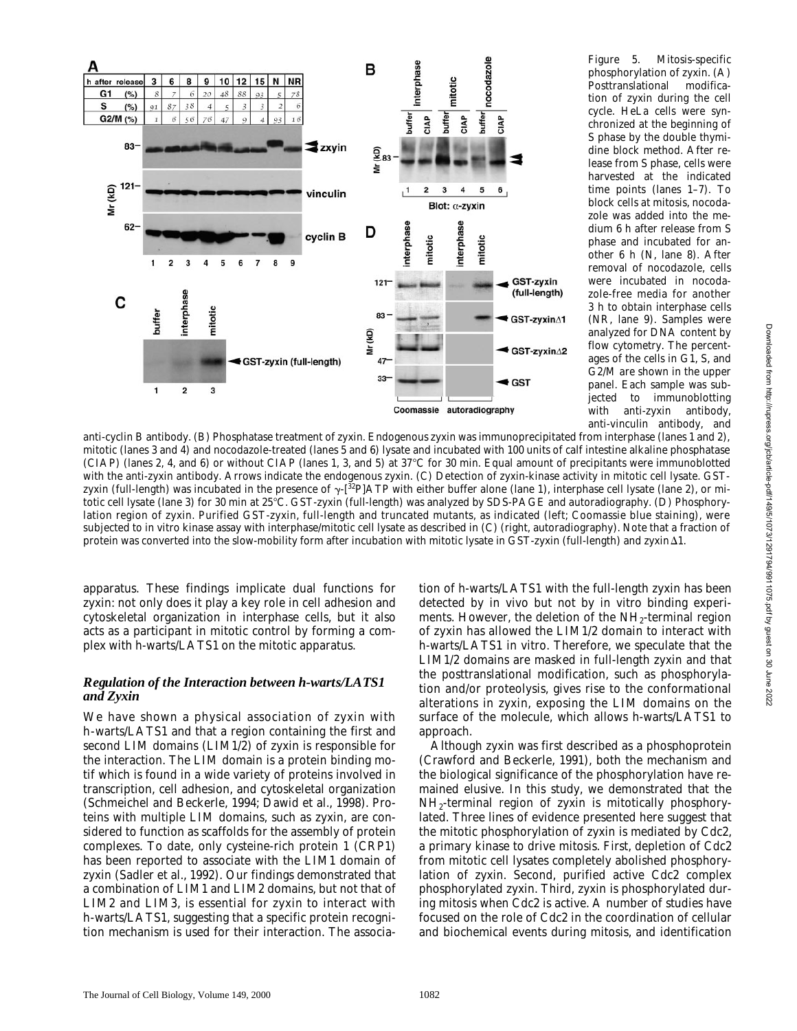Figure 5. Mitosis-specific phosphorylation of zyxin. (A) Posttranslational modification of zyxin during the cell cycle. HeLa cells were synchronized at the beginning of S phase by the double thymidine block method. After release from S phase, cells were harvested at the indicated time points (lanes 1–7). To block cells at mitosis, nocodazole was added into the medium 6 h after release from S phase and incubated for another 6 h (N, lane 8). After removal of nocodazole, cells were incubated in nocodazole-free media for another 3 h to obtain interphase cells (NR, lane 9). Samples were analyzed for DNA content by flow cytometry. The percentages of the cells in G1, S, and G2/M are shown in the upper panel. Each sample was subjected to immunoblotting with anti-zyxin antibody, anti-vinculin antibody, and anti-cyclin B antibody. (B) Phosphatase treatment of zyxin. Endogenous zyxin was immunoprecipitated from interphase (lanes 1 and 2), mitotic (lanes 3 and 4) and nocodazole-treated (lanes 5 and 6) lysate and incubated with 100 units of calf intestine alkaline phosphatase (CIAP) (lanes 2, 4, and 6) or without CIAP (lanes 1, 3, and 5) at 37°C for 30 min. Equal amount of precipitants were immunoblotted with the anti-zyxin antibody. Arrows indicate the endogenous zyxin. (C) Detection of zyxin-kinase activity in mitotic cell lysate. GST-zyxin (full-length) was incubated in the presence of γ-[$^{32}$P]ATP with either buffer alone (lane 1), interphase cell lysate (lane 2), or mitotic cell lysate (lane 3) for 30 min at 25°C. GST-zyxin (full-length) was analyzed by SDS-PAGE and autoradiography. (D) Phosphorylation region of zyxin. Purified GST-zyxin, full-length and truncated mutants, as indicated (left; Coomassie blue staining), were subjected to in vitro kinase assay with interphase/mitotic cell lysate as described in (C) (right, autoradiography). Note that a fraction of protein was converted into the slow-mobility form after incubation with mitotic lysate in GST-zyxin (full-length) and zyxinΔ1.

apparatus. These findings implicate dual functions for zyxin: not only does it play a key role in cell adhesion and cytoskeletal organization in interphase cells, but it also acts as a participant in mitotic control by forming a complex with h-warts/LATS1 on the mitotic apparatus.

### *Regulation of the Interaction between h-warts/LATS1 and Zyxin*

We have shown a physical association of zyxin with h-warts/LATS1 and that a region containing the first and second LIM domains (LIM1/2) of zyxin is responsible for the interaction. The LIM domain is a protein binding motif which is found in a wide variety of proteins involved in transcription, cell adhesion, and cytoskeletal organization (Schmeichel and Beckerle, 1994; Dawid et al., 1998). Proteins with multiple LIM domains, such as zyxin, are considered to function as scaffolds for the assembly of protein complexes. To date, only cysteine-rich protein 1 (CRP1) has been reported to associate with the LIM1 domain of zyxin (Sadler et al., 1992). Our findings demonstrated that a combination of LIM1 and LIM2 domains, but not that of LIM2 and LIM3, is essential for zyxin to interact with h-warts/LATS1, suggesting that a specific protein recognition mechanism is used for their interaction. The association of h-warts/LATS1 with the full-length zyxin has been detected by in vivo but not by in vitro binding experiments. However, the deletion of the $NH_2$-terminal region of zyxin has allowed the LIM1/2 domain to interact with h-warts/LATS1 in vitro. Therefore, we speculate that the LIM1/2 domains are masked in full-length zyxin and that the posttranslational modification, such as phosphorylation and/or proteolysis, gives rise to the conformational alterations in zyxin, exposing the LIM domains on the surface of the molecule, which allows h-warts/LATS1 to approach.

Although zyxin was first described as a phosphoprotein (Crawford and Beckerle, 1991), both the mechanism and the biological significance of the phosphorylation have remained elusive. In this study, we demonstrated that the $NH_2$-terminal region of zyxin is mitotically phosphorylated. Three lines of evidence presented here suggest that the mitotic phosphorylation of zyxin is mediated by Cdc2, a primary kinase to drive mitosis. First, depletion of Cdc2 from mitotic cell lysates completely abolished phosphorylation of zyxin. Second, purified active Cdc2 complex phosphorylated zyxin. Third, zyxin is phosphorylated during mitosis when Cdc2 is active. A number of studies have focused on the role of Cdc2 in the coordination of cellular and biochemical events during mitosis, and identification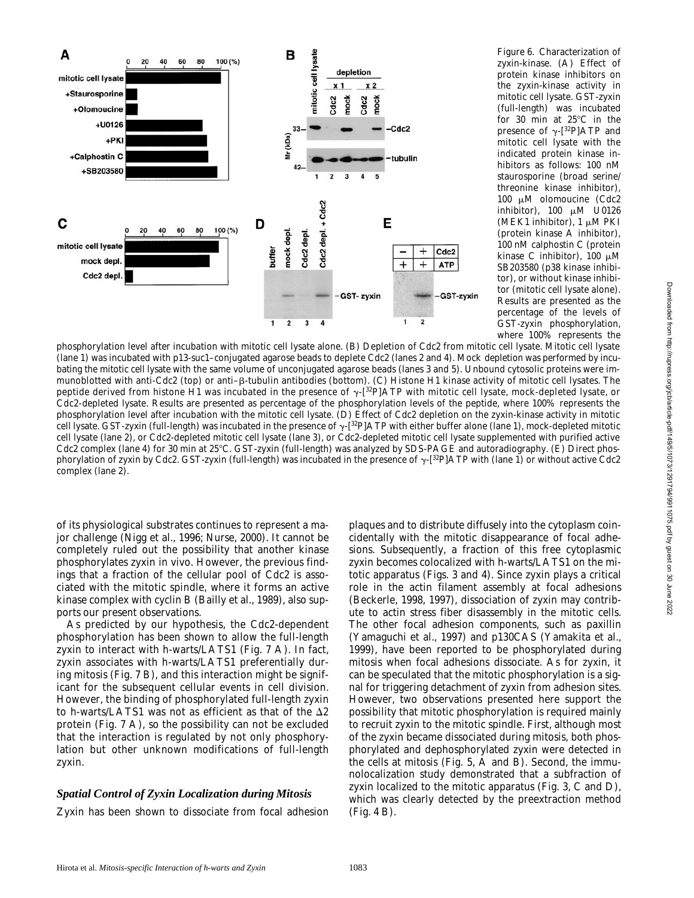A

0 20 40 60 80 100 (%)

mitotic cell lysate

+Staurosporine

+Olomoucine

+U0126

+PKI

+Calphostin C

+SB203580

B

mitotic cell lysate

depletion

x 1

x 2

Cdc2 mock Cdc2 mock

33–

Mr (kDa)

42–

–Cdc2

–tubulin

1 2 3 4 5

C

0 20 40 60 80 100 (%)

mitotic cell lysate

mock depl.

Cdc2 depl.

D

buffer

mock depl.

Cdc2 depl.

Cdc2 depl. + Cdc2

–GST- zyxin

1 2 3 4

E

– + Cdc2

+ + ATP

–GST-zyxin

1 2

Figure 6. Characterization of zyxin-kinase. (A) Effect of protein kinase inhibitors on the zyxin-kinase activity in mitotic cell lysate. GST-zyxin (full-length) was incubated for 30 min at 25°C in the presence of γ-[$^{32}$P]ATP and mitotic cell lysate with the indicated protein kinase inhibitors as follows: 100 nM staurosporine (broad serine/threonine kinase inhibitor), 100 μM olomoucine (Cdc2 inhibitor), 100 μM U0126 (MEK1 inhibitor), 1 μM PKI (protein kinase A inhibitor), 100 nM calphostin C (protein kinase C inhibitor), 100 μM SB203580 (p38 kinase inhibitor), or without kinase inhibitor (mitotic cell lysate alone). Results are presented as the percentage of the levels of GST-zyxin phosphorylation, where 100% represents the phosphorylation level after incubation with mitotic cell lysate alone. (B) Depletion of Cdc2 from mitotic cell lysate. Mitotic cell lysate (lane 1) was incubated with p13-suc1–conjugated agarose beads to deplete Cdc2 (lanes 2 and 4). Mock depletion was performed by incubating the mitotic cell lysate with the same volume of unconjugated agarose beads (lanes 3 and 5). Unbound cytosolic proteins were immunoblotted with anti-Cdc2 (top) or anti–β-tubulin antibodies (bottom). (C) Histone H1 kinase activity of mitotic cell lysates. The peptide derived from histone H1 was incubated in the presence of γ-[$^{32}$P]ATP with mitotic cell lysate, mock-depleted lysate, or Cdc2-depleted lysate. Results are presented as percentage of the phosphorylation levels of the peptide, where 100% represents the phosphorylation level after incubation with the mitotic cell lysate. (D) Effect of Cdc2 depletion on the zyxin-kinase activity in mitotic cell lysate. GST-zyxin (full-length) was incubated in the presence of γ-[$^{32}$P]ATP with either buffer alone (lane 1), mock-depleted mitotic cell lysate (lane 2), or Cdc2-depleted mitotic cell lysate (lane 3), or Cdc2-depleted mitotic cell lysate supplemented with purified active Cdc2 complex (lane 4) for 30 min at 25°C. GST-zyxin (full-length) was analyzed by SDS-PAGE and autoradiography. (E) Direct phosphorylation of zyxin by Cdc2. GST-zyxin (full-length) was incubated in the presence of γ-[$^{32}$P]ATP with (lane 1) or without active Cdc2 complex (lane 2).

of its physiological substrates continues to represent a major challenge (Nigg et al., 1996; Nurse, 2000). It cannot be completely ruled out the possibility that another kinase phosphorylates zyxin in vivo. However, the previous findings that a fraction of the cellular pool of Cdc2 is associated with the mitotic spindle, where it forms an active kinase complex with cyclin B (Bailly et al., 1989), also supports our present observations.

As predicted by our hypothesis, the Cdc2-dependent phosphorylation has been shown to allow the full-length zyxin to interact with h-warts/LATS1 (Fig. 7 A). In fact, zyxin associates with h-warts/LATS1 preferentially during mitosis (Fig. 7 B), and this interaction might be significant for the subsequent cellular events in cell division. However, the binding of phosphorylated full-length zyxin to h-warts/LATS1 was not as efficient as that of the Δ2 protein (Fig. 7 A), so the possibility can not be excluded that the interaction is regulated by not only phosphorylation but other unknown modifications of full-length zyxin.

### *Spatial Control of Zyxin Localization during Mitosis*

Zyxin has been shown to dissociate from focal adhesion plaques and to distribute diffusely into the cytoplasm coincidentally with the mitotic disappearance of focal adhesions. Subsequently, a fraction of this free cytoplasmic zyxin becomes colocalized with h-warts/LATS1 on the mitotic apparatus (Figs. 3 and 4). Since zyxin plays a critical role in the actin filament assembly at focal adhesions (Beckerle, 1998, 1997), dissociation of zyxin may contribute to actin stress fiber disassembly in the mitotic cells. The other focal adhesion components, such as paxillin (Yamaguchi et al., 1997) and p130CAS (Yamakita et al., 1999), have been reported to be phosphorylated during mitosis when focal adhesions dissociate. As for zyxin, it can be speculated that the mitotic phosphorylation is a signal for triggering detachment of zyxin from adhesion sites. However, two observations presented here support the possibility that mitotic phosphorylation is required mainly to recruit zyxin to the mitotic spindle. First, although most of the zyxin became dissociated during mitosis, both phosphorylated and dephosphorylated zyxin were detected in the cells at mitosis (Fig. 5, A and B). Second, the immunolocalization study demonstrated that a subfraction of zyxin localized to the mitotic apparatus (Fig. 3, C and D), which was clearly detected by the preextraction method (Fig. 4 B).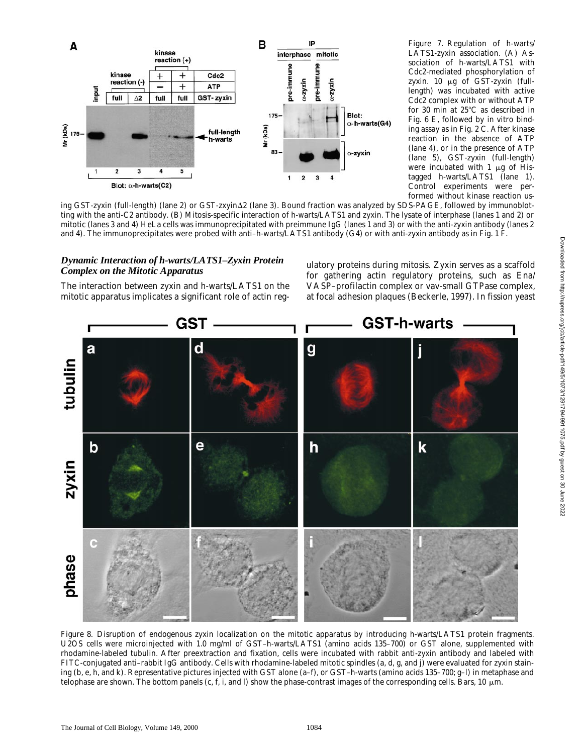Blot: α-h-warts(C2)

Figure 7. Regulation of h-warts/LATS1-zyxin association. (A) Association of h-warts/LATS1 with Cdc2-mediated phosphorylation of zyxin. 10 μg of GST-zyxin (full-length) was incubated with active Cdc2 complex with or without ATP for 30 min at 25°C as described in Fig. 6 E, followed by in vitro binding assay as in Fig. 2 C. After kinase reaction in the absence of ATP (lane 4), or in the presence of ATP (lane 5), GST-zyxin (full-length) were incubated with 1 μg of His-tagged h-warts/LATS1 (lane 1). Control experiments were performed without kinase reaction using GST-zyxin (full-length) (lane 2) or GST-zxyinΔ2 (lane 3). Bound fraction was analyzed by SDS-PAGE, followed by immunoblotting with the anti-C2 antibody. (B) Mitosis-specific interaction of h-warts/LATS1 and zyxin. The lysate of interphase (lanes 1 and 2) or mitotic (lanes 3 and 4) HeLa cells was immunoprecipitated with preimmune IgG (lanes 1 and 3) or with the anti-zyxin antibody (lanes 2 and 4). The immunoprecipitates were probed with anti–h-warts/LATS1 antibody (G4) or with anti-zyxin antibody as in Fig. 1 F.

### *Dynamic Interaction of h-warts/LATS1–Zyxin Protein Complex on the Mitotic Apparatus*

The interaction between zyxin and h-warts/LATS1 on the mitotic apparatus implicates a significant role of actin regulatory proteins during mitosis. Zyxin serves as a scaffold for gathering actin regulatory proteins, such as Ena/VASP–profilactin complex or vav-small GTPase complex, at focal adhesion plaques (Beckerle, 1997). In fission yeast

Figure 8. Disruption of endogenous zyxin localization on the mitotic apparatus by introducing h-warts/LATS1 protein fragments. U2OS cells were microinjected with 1.0 mg/ml of GST–h-warts/LATS1 (amino acids 135–700) or GST alone, supplemented with rhodamine-labeled tubulin. After preextraction and fixation, cells were incubated with rabbit anti-zyxin antibody and labeled with FITC-conjugated anti–rabbit IgG antibody. Cells with rhodamine-labeled mitotic spindles (a, d, g, and j) were evaluated for zyxin staining (b, e, h, and k). Representative pictures injected with GST alone (a–f), or GST–h-warts (amino acids 135–700; g–l) in metaphase and telophase are shown. The bottom panels (c, f, i, and l) show the phase-contrast images of the corresponding cells. Bars, 10 μm.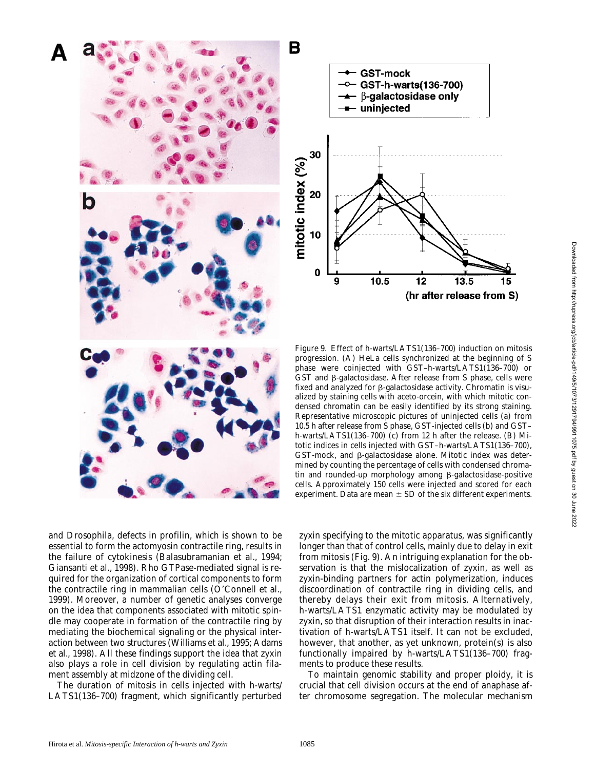A

a

b

c

B

GST-mock
GST-h-warts(136-700)
β-galactosidase only
uninjected

mitotic index (%)

30

20

10

0

9 10.5 12 13.5 15

(hr after release from S)

Figure 9. Effect of h-warts/LATS1(136–700) induction on mitosis progression. (A) HeLa cells synchronized at the beginning of S phase were coinjected with GST–h-warts/LATS1(136–700) or GST and β-galactosidase. After release from S phase, cells were fixed and analyzed for β-galactosidase activity. Chromatin is visualized by staining cells with aceto-orcein, with which mitotic condensed chromatin can be easily identified by its strong staining. Representative microscopic pictures of uninjected cells (a) from 10.5 h after release from S phase, GST-injected cells (b) and GST–h-warts/LATS1(136–700) (c) from 12 h after the release. (B) Mitotic indices in cells injected with GST–h-warts/LATS1(136–700), GST-mock, and β-galactosidase alone. Mitotic index was determined by counting the percentage of cells with condensed chromatin and rounded-up morphology among β-galactosidase-positive cells. Approximately 150 cells were injected and scored for each experiment. Data are mean ± SD of the six different experiments.

and Drosophila, defects in profilin, which is shown to be essential to form the actomyosin contractile ring, results in the failure of cytokinesis (Balasubramanian et al., 1994; Giansanti et al., 1998). Rho GTPase-mediated signal is required for the organization of cortical components to form the contractile ring in mammalian cells (O'Connell et al., 1999). Moreover, a number of genetic analyses converge on the idea that components associated with mitotic spindle may cooperate in formation of the contractile ring by mediating the biochemical signaling or the physical interaction between two structures (Williams et al., 1995; Adams et al., 1998). All these findings support the idea that zyxin also plays a role in cell division by regulating actin filament assembly at midzone of the dividing cell.

The duration of mitosis in cells injected with h-warts/LATS1(136–700) fragment, which significantly perturbed zyxin specifying to the mitotic apparatus, was significantly longer than that of control cells, mainly due to delay in exit from mitosis (Fig. 9). An intriguing explanation for the observation is that the mislocalization of zyxin, as well as zyxin-binding partners for actin polymerization, induces discoordination of contractile ring in dividing cells, and thereby delays their exit from mitosis. Alternatively, h-warts/LATS1 enzymatic activity may be modulated by zyxin, so that disruption of their interaction results in inactivation of h-warts/LATS1 itself. It can not be excluded, however, that another, as yet unknown, protein(s) is also functionally impaired by h-warts/LATS1(136–700) fragments to produce these results.

To maintain genomic stability and proper ploidy, it is crucial that cell division occurs at the end of anaphase after chromosome segregation. The molecular mechanism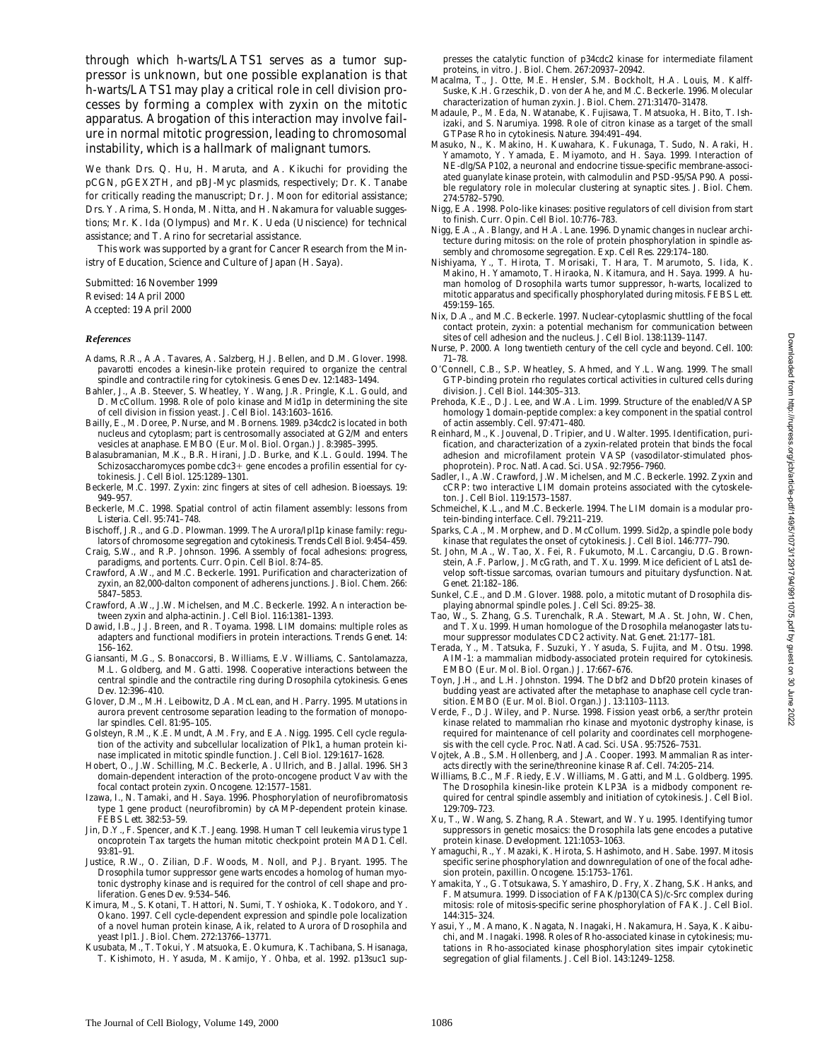through which h-warts/LATS1 serves as a tumor suppressor is unknown, but one possible explanation is that h-warts/LATS1 may play a critical role in cell division processes by forming a complex with zyxin on the mitotic apparatus. Abrogation of this interaction may involve failure in normal mitotic progression, leading to chromosomal instability, which is a hallmark of malignant tumors.

We thank Drs. Q. Hu, H. Maruta, and A. Kikuchi for providing the pCGN, pGEX2TH, and pBJ-Myc plasmids, respectively; Dr. K. Tanabe for critically reading the manuscript; Dr. J. Moon for editorial assistance; Drs. Y. Arima, S. Honda, M. Nitta, and H. Nakamura for valuable suggestions; Mr. K. Ida (Olympus) and Mr. K. Ueda (Uniscience) for technical assistance; and T. Arino for secretarial assistance.

This work was supported by a grant for Cancer Research from the Ministry of Education, Science and Culture of Japan (H. Saya).

Submitted: 16 November 1999
Revised: 14 April 2000
Accepted: 19 April 2000

### *References*

Adams, R.R., A.A. Tavares, A. Salzberg, H.J. Bellen, and D.M. Glover. 1998. pavarotti encodes a kinesin-like protein required to organize the central spindle and contractile ring for cytokinesis. *Genes Dev.* 12:1483–1494.

Bahler, J., A.B. Steever, S. Wheatley, Y. Wang, J.R. Pringle, K.L. Gould, and D. McCollum. 1998. Role of polo kinase and Mid1p in determining the site of cell division in fission yeast. *J. Cell Biol.* 143:1603–1616.

Bailly, E., M. Doree, P. Nurse, and M. Bornens. 1989. p34cdc2 is located in both nucleus and cytoplasm; part is centrosomally associated at G2/M and enters vesicles at anaphase. *EMBO (Eur. Mol. Biol. Organ.) J.* 8:3985–3995.

Balasubramanian, M.K., B.R. Hirani, J.D. Burke, and K.L. Gould. 1994. The Schizosaccharomyces pombe cdc3+ gene encodes a profilin essential for cytokinesis. *J. Cell Biol.* 125:1289–1301.

Beckerle, M.C. 1997. Zyxin: zinc fingers at sites of cell adhesion. *Bioessays.* 19: 949–957.

Beckerle, M.C. 1998. Spatial control of actin filament assembly: lessons from Listeria. *Cell.* 95:741–748.

Bischoff, J.R., and G.D. Plowman. 1999. The Aurora/Ipl1p kinase family: regulators of chromosome segregation and cytokinesis. *Trends Cell Biol.* 9:454–459.

Craig, S.W., and R.P. Johnson. 1996. Assembly of focal adhesions: progress, paradigms, and portents. *Curr. Opin. Cell Biol.* 8:74–85.

Crawford, A.W., and M.C. Beckerle. 1991. Purification and characterization of zyxin, an 82,000-dalton component of adherens junctions. *J. Biol. Chem.* 266: 5847–5853.

Crawford, A.W., J.W. Michelsen, and M.C. Beckerle. 1992. An interaction between zyxin and alpha-actinin. *J. Cell Biol.* 116:1381–1393.

Dawid, I.B., J.J. Breen, and R. Toyama. 1998. LIM domains: multiple roles as adapters and functional modifiers in protein interactions. *Trends Genet.* 14: 156–162.

Giansanti, M.G., S. Bonaccorsi, B. Williams, E.V. Williams, C. Santolamazza, M.L. Goldberg, and M. Gatti. 1998. Cooperative interactions between the central spindle and the contractile ring during Drosophila cytokinesis. *Genes Dev.* 12:396–410.

Glover, D.M., M.H. Leibowitz, D.A. McLean, and H. Parry. 1995. Mutations in aurora prevent centrosome separation leading to the formation of monopolar spindles. *Cell.* 81:95–105.

Golsteyn, R.M., K.E. Mundt, A.M. Fry, and E.A. Nigg. 1995. Cell cycle regulation of the activity and subcellular localization of Plk1, a human protein kinase implicated in mitotic spindle function. *J. Cell Biol.* 129:1617–1628.

Hobert, O., J.W. Schilling, M.C. Beckerle, A. Ullrich, and B. Jallal. 1996. SH3 domain-dependent interaction of the proto-oncogene product Vav with the focal contact protein zyxin. *Oncogene.* 12:1577–1581.

Izawa, I., N. Tamaki, and H. Saya. 1996. Phosphorylation of neurofibromatosis type 1 gene product (neurofibromin) by cAMP-dependent protein kinase. *FEBS Lett.* 382:53–59.

Jin, D.Y., F. Spencer, and K.T. Jeang. 1998. Human T cell leukemia virus type 1 oncoprotein Tax targets the human mitotic checkpoint protein MAD1. *Cell.* 93:81–91.

Justice, R.W., O. Zilian, D.F. Woods, M. Noll, and P.J. Bryant. 1995. The Drosophila tumor suppressor gene warts encodes a homolog of human myotonic dystrophy kinase and is required for the control of cell shape and proliferation. *Genes Dev.* 9:534–546.

Kimura, M., S. Kotani, T. Hattori, N. Sumi, T. Yoshioka, K. Todokoro, and Y. Okano. 1997. Cell cycle-dependent expression and spindle pole localization of a novel human protein kinase, Aik, related to Aurora of Drosophila and yeast Ipl1. *J. Biol. Chem.* 272:13766–13771.

Kusubata, M., T. Tokui, Y. Matsuoka, E. Okumura, K. Tachibana, S. Hisanaga, T. Kishimoto, H. Yasuda, M. Kamijo, Y. Ohba, et al. 1992. p13suc1 suppresses the catalytic function of p34cdc2 kinase for intermediate filament proteins, in vitro. *J. Biol. Chem.* 267:20937–20942.

Macalma, T., J. Otte, M.E. Hensler, S.M. Bockholt, H.A. Louis, M. Kalff-Suske, K.H. Grzeschik, D. von der Ahe, and M.C. Beckerle. 1996. Molecular characterization of human zyxin. *J. Biol. Chem.* 271:31470–31478.

Madaule, P., M. Eda, N. Watanabe, K. Fujisawa, T. Matsuoka, H. Bito, T. Ishizaki, and S. Narumiya. 1998. Role of citron kinase as a target of the small GTPase Rho in cytokinesis. *Nature.* 394:491–494.

Masuko, N., K. Makino, H. Kuwahara, K. Fukunaga, T. Sudo, N. Araki, H. Yamamoto, Y. Yamada, E. Miyamoto, and H. Saya. 1999. Interaction of NE-dlg/SAP102, a neuronal and endocrine tissue-specific membrane-associated guanylate kinase protein, with calmodulin and PSD-95/SAP90. A possible regulatory role in molecular clustering at synaptic sites. *J. Biol. Chem.* 274:5782–5790.

Nigg, E.A. 1998. Polo-like kinases: positive regulators of cell division from start to finish. *Curr. Opin. Cell Biol.* 10:776–783.

Nigg, E.A., A. Blangy, and H.A. Lane. 1996. Dynamic changes in nuclear architecture during mitosis: on the role of protein phosphorylation in spindle assembly and chromosome segregation. *Exp. Cell Res.* 229:174–180.

Nishiyama, Y., T. Hirota, T. Morisaki, T. Hara, T. Marumoto, S. Iida, K. Makino, H. Yamamoto, T. Hiraoka, N. Kitamura, and H. Saya. 1999. A human homolog of Drosophila warts tumor suppressor, h-warts, localized to mitotic apparatus and specifically phosphorylated during mitosis. *FEBS Lett.* 459:159–165.

Nix, D.A., and M.C. Beckerle. 1997. Nuclear-cytoplasmic shuttling of the focal contact protein, zyxin: a potential mechanism for communication between sites of cell adhesion and the nucleus. *J. Cell Biol.* 138:1139–1147.

Nurse, P. 2000. A long twentieth century of the cell cycle and beyond. *Cell.* 100: 71–78.

O'Connell, C.B., S.P. Wheatley, S. Ahmed, and Y.L. Wang. 1999. The small GTP-binding protein rho regulates cortical activities in cultured cells during division. *J. Cell Biol.* 144:305–313.

Prehoda, K.E., D.J. Lee, and W.A. Lim. 1999. Structure of the enabled/VASP homology 1 domain-peptide complex: a key component in the spatial control of actin assembly. *Cell.* 97:471–480.

Reinhard, M., K. Jouvenal, D. Tripier, and U. Walter. 1995. Identification, purification, and characterization of a zyxin-related protein that binds the focal adhesion and microfilament protein VASP (vasodilator-stimulated phosphoprotein). *Proc. Natl. Acad. Sci. USA.* 92:7956–7960.

Sadler, I., A.W. Crawford, J.W. Michelsen, and M.C. Beckerle. 1992. Zyxin and cCRP: two interactive LIM domain proteins associated with the cytoskeleton. *J. Cell Biol.* 119:1573–1587.

Schmeichel, K.L., and M.C. Beckerle. 1994. The LIM domain is a modular protein-binding interface. *Cell.* 79:211–219.

Sparks, C.A., M. Morphew, and D. McCollum. 1999. Sid2p, a spindle pole body kinase that regulates the onset of cytokinesis. *J. Cell Biol.* 146:777–790.

St. John, M.A., W. Tao, X. Fei, R. Fukumoto, M.L. Carcangiu, D.G. Brownstein, A.F. Parlow, J. McGrath, and T. Xu. 1999. Mice deficient of Lats1 develop soft-tissue sarcomas, ovarian tumours and pituitary dysfunction. *Nat. Genet.* 21:182–186.

Sunkel, C.E., and D.M. Glover. 1988. polo, a mitotic mutant of Drosophila displaying abnormal spindle poles. *J. Cell Sci.* 89:25–38.

Tao, W., S. Zhang, G.S. Turenchalk, R.A. Stewart, M.A. St. John, W. Chen, and T. Xu. 1999. Human homologue of the Drosophila melanogaster lats tumour suppressor modulates CDC2 activity. *Nat. Genet.* 21:177–181.

Terada, Y., M. Tatsuka, F. Suzuki, Y. Yasuda, S. Fujita, and M. Otsu. 1998. AIM-1: a mammalian midbody-associated protein required for cytokinesis. *EMBO (Eur. Mol. Biol. Organ.) J.* 17:667–676.

Toyn, J.H., and L.H. Johnston. 1994. The Dbf2 and Dbf20 protein kinases of budding yeast are activated after the metaphase to anaphase cell cycle transition. *EMBO (Eur. Mol. Biol. Organ.) J.* 13:1103–1113.

Verde, F., D.J. Wiley, and P. Nurse. 1998. Fission yeast orb6, a ser/thr protein kinase related to mammalian rho kinase and myotonic dystrophy kinase, is required for maintenance of cell polarity and coordinates cell morphogenesis with the cell cycle. *Proc. Natl. Acad. Sci. USA.* 95:7526–7531.

Vojtek, A.B., S.M. Hollenberg, and J.A. Cooper. 1993. Mammalian Ras interacts directly with the serine/threonine kinase Raf. *Cell.* 74:205–214.

Williams, B.C., M.F. Riedy, E.V. Williams, M. Gatti, and M.L. Goldberg. 1995. The Drosophila kinesin-like protein KLP3A is a midbody component required for central spindle assembly and initiation of cytokinesis. *J. Cell Biol.* 129:709–723.

Xu, T., W. Wang, S. Zhang, R.A. Stewart, and W. Yu. 1995. Identifying tumor suppressors in genetic mosaics: the Drosophila lats gene encodes a putative protein kinase. *Development.* 121:1053–1063.

Yamaguchi, R., Y. Mazaki, K. Hirota, S. Hashimoto, and H. Sabe. 1997. Mitosis specific serine phosphorylation and downregulation of one of the focal adhesion protein, paxillin. *Oncogene.* 15:1753–1761.

Yamakita, Y., G. Totsukawa, S. Yamashiro, D. Fry, X. Zhang, S.K. Hanks, and F. Matsumura. 1999. Dissociation of FAK/p130(CAS)/c-Src complex during mitosis: role of mitosis-specific serine phosphorylation of FAK. *J. Cell Biol.* 144:315–324.

Yasui, Y., M. Amano, K. Nagata, N. Inagaki, H. Nakamura, H. Saya, K. Kaibuchi, and M. Inagaki. 1998. Roles of Rho-associated kinase in cytokinesis; mutations in Rho-associated kinase phosphorylation sites impair cytokinetic segregation of glial filaments. *J. Cell Biol.* 143:1249–1258.